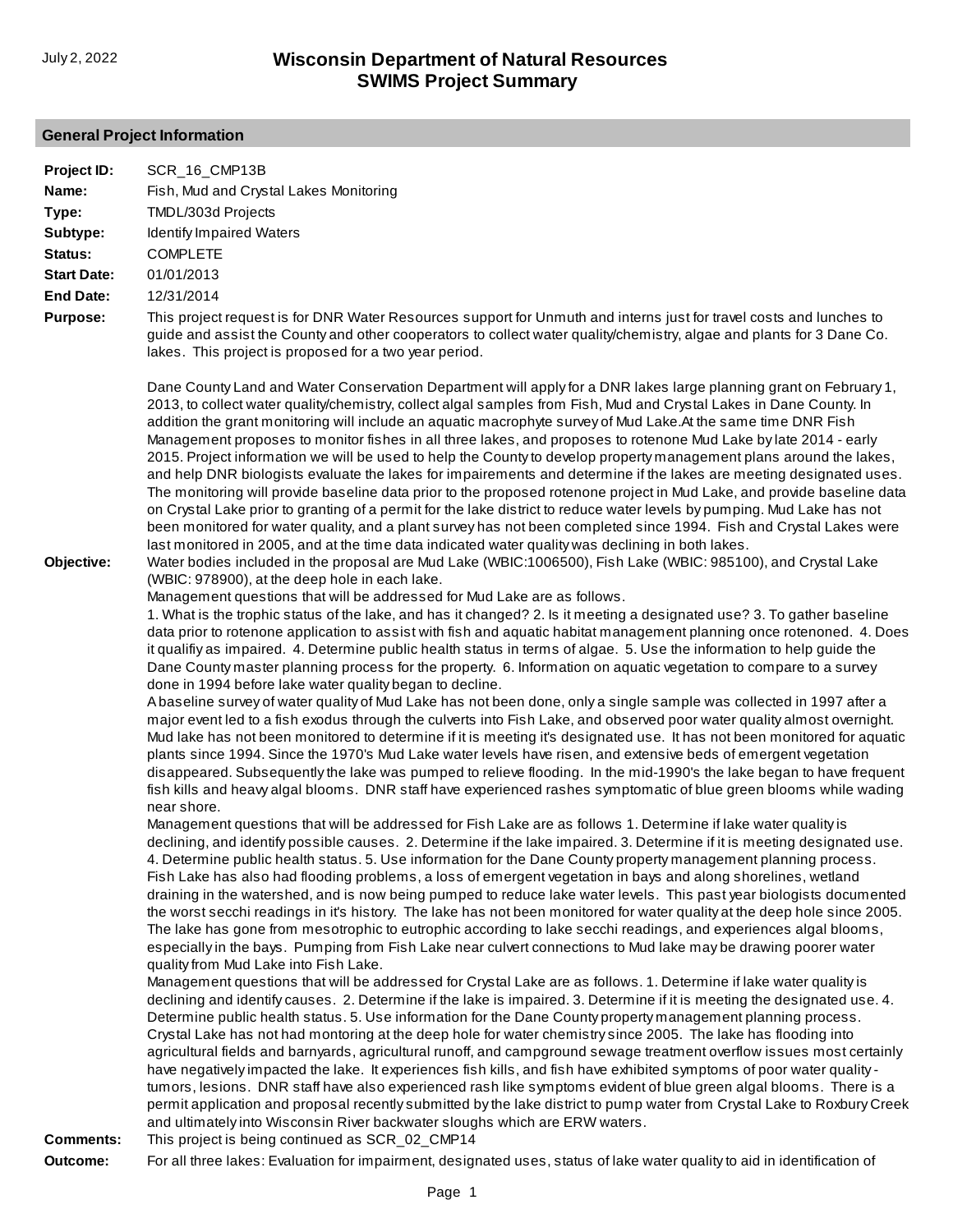# Wisconsin Department of Natural Resources
# SWIMS Project Summary

July 2, 2022

## General Project Information

**Project ID:** SCR_16_CMP13B

**Name:** Fish, Mud and Crystal Lakes Monitoring

**Type:** TMDL/303d Projects

**Subtype:** Identify Impaired Waters

**Status:** COMPLETE

**Start Date:** 01/01/2013

**End Date:** 12/31/2014

**Purpose:** This project request is for DNR Water Resources support for Unmuth and interns just for travel costs and lunches to guide and assist the County and other cooperators to collect water quality/chemistry, algae and plants for 3 Dane Co. lakes. This project is proposed for a two year period.

Dane County Land and Water Conservation Department will apply for a DNR lakes large planning grant on February 1, 2013, to collect water quality/chemistry, collect algal samples from Fish, Mud and Crystal Lakes in Dane County. In addition the grant monitoring will include an aquatic macrophyte survey of Mud Lake.At the same time DNR Fish Management proposes to monitor fishes in all three lakes, and proposes to rotenone Mud Lake by late 2014 - early 2015. Project information we will be used to help the County to develop property management plans around the lakes, and help DNR biologists evaluate the lakes for impairements and determine if the lakes are meeting designated uses. The monitoring will provide baseline data prior to the proposed rotenone project in Mud Lake, and provide baseline data on Crystal Lake prior to granting of a permit for the lake district to reduce water levels by pumping. Mud Lake has not been monitored for water quality, and a plant survey has not been completed since 1994. Fish and Crystal Lakes were last monitored in 2005, and at the time data indicated water quality was declining in both lakes.

**Objective:** Water bodies included in the proposal are Mud Lake (WBIC:1006500), Fish Lake (WBIC: 985100), and Crystal Lake (WBIC: 978900), at the deep hole in each lake.

Management questions that will be addressed for Mud Lake are as follows.

1. What is the trophic status of the lake, and has it changed? 2. Is it meeting a designated use? 3. To gather baseline data prior to rotenone application to assist with fish and aquatic habitat management planning once rotenoned. 4. Does it qualifiy as impaired. 4. Determine public health status in terms of algae. 5. Use the information to help guide the Dane County master planning process for the property. 6. Information on aquatic vegetation to compare to a survey done in 1994 before lake water quality began to decline.

A baseline survey of water quality of Mud Lake has not been done, only a single sample was collected in 1997 after a major event led to a fish exodus through the culverts into Fish Lake, and observed poor water quality almost overnight. Mud lake has not been monitored to determine if it is meeting it's designated use. It has not been monitored for aquatic plants since 1994. Since the 1970's Mud Lake water levels have risen, and extensive beds of emergent vegetation disappeared. Subsequently the lake was pumped to relieve flooding. In the mid-1990's the lake began to have frequent fish kills and heavy algal blooms. DNR staff have experienced rashes symptomatic of blue green blooms while wading near shore.

Management questions that will be addressed for Fish Lake are as follows 1. Determine if lake water quality is declining, and identify possible causes. 2. Determine if the lake impaired. 3. Determine if it is meeting designated use. 4. Determine public health status. 5. Use information for the Dane County property management planning process. Fish Lake has also had flooding problems, a loss of emergent vegetation in bays and along shorelines, wetland draining in the watershed, and is now being pumped to reduce lake water levels. This past year biologists documented the worst secchi readings in it's history. The lake has not been monitored for water quality at the deep hole since 2005. The lake has gone from mesotrophic to eutrophic according to lake secchi readings, and experiences algal blooms, especially in the bays. Pumping from Fish Lake near culvert connections to Mud lake may be drawing poorer water quality from Mud Lake into Fish Lake.

Management questions that will be addressed for Crystal Lake are as follows. 1. Determine if lake water quality is declining and identify causes. 2. Determine if the lake is impaired. 3. Determine if it is meeting the designated use. 4. Determine public health status. 5. Use information for the Dane County property management planning process. Crystal Lake has not had montoring at the deep hole for water chemistry since 2005. The lake has flooding into agricultural fields and barnyards, agricultural runoff, and campground sewage treatment overflow issues most certainly have negatively impacted the lake. It experiences fish kills, and fish have exhibited symptoms of poor water quality - tumors, lesions. DNR staff have also experienced rash like symptoms evident of blue green algal blooms. There is a permit application and proposal recently submitted by the lake district to pump water from Crystal Lake to Roxbury Creek and ultimately into Wisconsin River backwater sloughs which are ERW waters.

**Comments:** This project is being continued as SCR_02_CMP14

**Outcome:** For all three lakes: Evaluation for impairment, designated uses, status of lake water quality to aid in identification of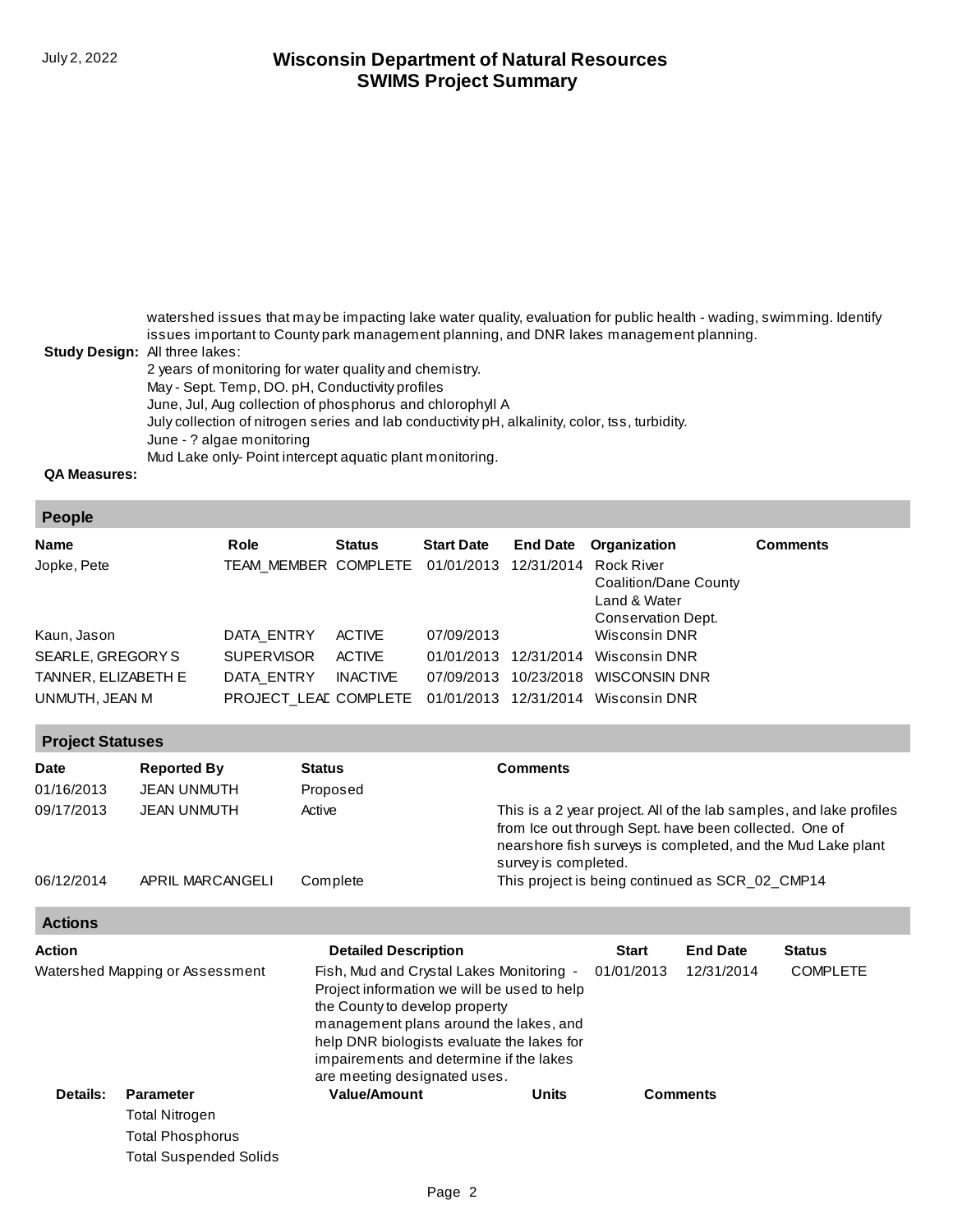watershed issues that may be impacting lake water quality, evaluation for public health - wading, swimming. Identify issues important to County park management planning, and DNR lakes management planning.

**Study Design:** All three lakes:
2 years of monitoring for water quality and chemistry.
May - Sept. Temp, DO. pH, Conductivity profiles
June, Jul, Aug collection of phosphorus and chlorophyll A
July collection of nitrogen series and lab conductivity pH, alkalinity, color, tss, turbidity.
June - ? algae monitoring
Mud Lake only- Point intercept aquatic plant monitoring.

**QA Measures:**

## People

| Name | Role | Status | Start Date | End Date | Organization | Comments |
|---|---|---|---|---|---|---|
| Jopke, Pete | TEAM_MEMBER | COMPLETE | 01/01/2013 | 12/31/2014 | Rock River Coalition/Dane County Land & Water Conservation Dept. | |
| Kaun, Jason | DATA_ENTRY | ACTIVE | 07/09/2013 | | Wisconsin DNR | |
| SEARLE, GREGORY S | SUPERVISOR | ACTIVE | 01/01/2013 | 12/31/2014 | Wisconsin DNR | |
| TANNER, ELIZABETH E | DATA_ENTRY | INACTIVE | 07/09/2013 | 10/23/2018 | WISCONSIN DNR | |
| UNMUTH, JEAN M | PROJECT_LEAD | COMPLETE | 01/01/2013 | 12/31/2014 | Wisconsin DNR | |

## Project Statuses

| Date | Reported By | Status | Comments |
|---|---|---|---|
| 01/16/2013 | JEAN UNMUTH | Proposed | |
| 09/17/2013 | JEAN UNMUTH | Active | This is a 2 year project. All of the lab samples, and lake profiles from Ice out through Sept. have been collected. One of nearshore fish surveys is completed, and the Mud Lake plant survey is completed. |
| 06/12/2014 | APRIL MARCANGELI | Complete | This project is being continued as SCR_02_CMP14 |

## Actions

| Action | Detailed Description | Start | End Date | Status |
|---|---|---|---|---|
| Watershed Mapping or Assessment | Fish, Mud and Crystal Lakes Monitoring - Project information we will be used to help the County to develop property management plans around the lakes, and help DNR biologists evaluate the lakes for impairements and determine if the lakes are meeting designated uses. | 01/01/2013 | 12/31/2014 | COMPLETE |

**Details:**

| Parameter | Value/Amount | Units | Comments |
|---|---|---|---|
| Total Nitrogen | | | |
| Total Phosphorus | | | |
| Total Suspended Solids | | | |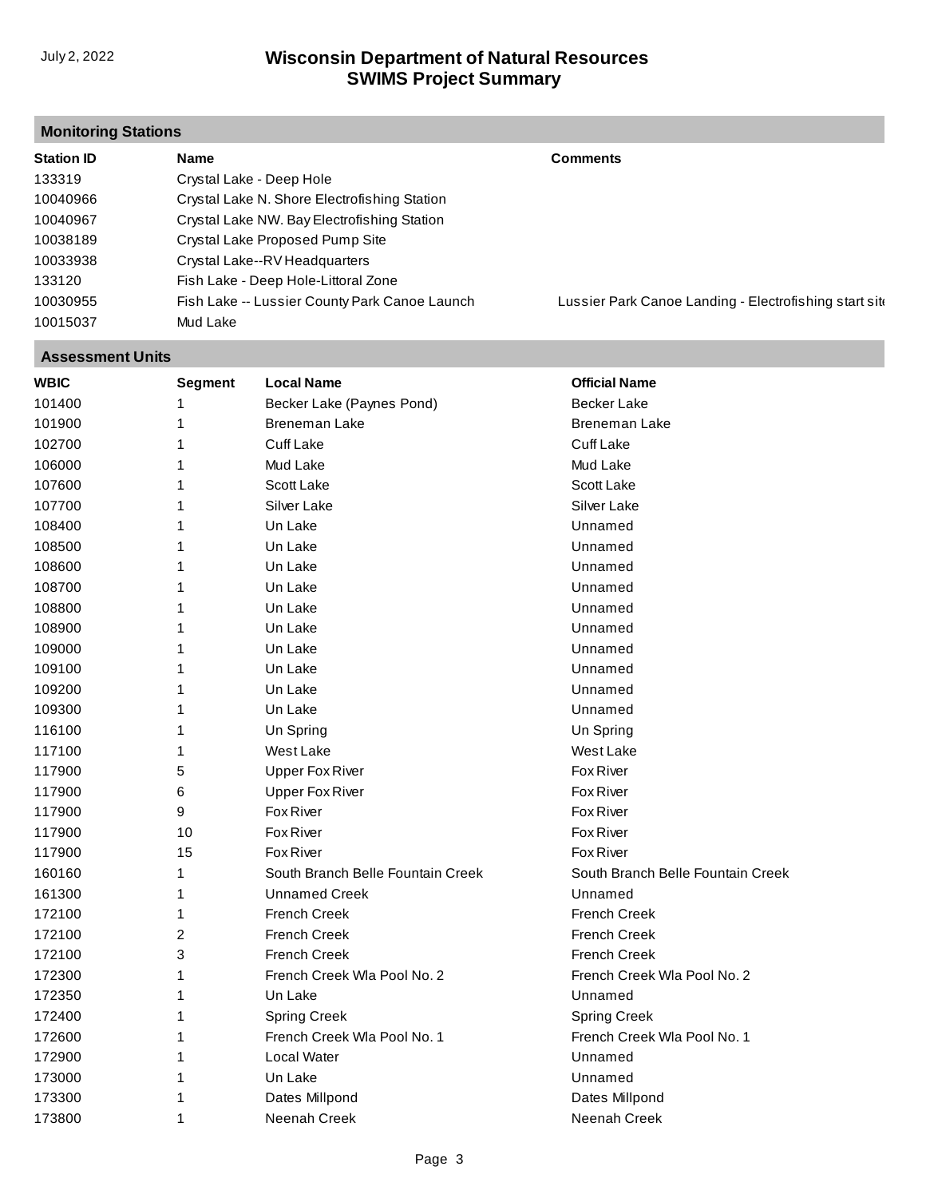## Monitoring Stations

| Station ID | Name | Comments |
|---|---|---|
| 133319 | Crystal Lake - Deep Hole | |
| 10040966 | Crystal Lake N. Shore Electrofishing Station | |
| 10040967 | Crystal Lake NW. Bay Electrofishing Station | |
| 10038189 | Crystal Lake Proposed Pump Site | |
| 10033938 | Crystal Lake--RV Headquarters | |
| 133120 | Fish Lake - Deep Hole-Littoral Zone | |
| 10030955 | Fish Lake -- Lussier County Park Canoe Launch | Lussier Park Canoe Landing - Electrofishing start site |
| 10015037 | Mud Lake | |

## Assessment Units

| WBIC | Segment | Local Name | Official Name |
|---|---|---|---|
| 101400 | 1 | Becker Lake (Paynes Pond) | Becker Lake |
| 101900 | 1 | Breneman Lake | Breneman Lake |
| 102700 | 1 | Cuff Lake | Cuff Lake |
| 106000 | 1 | Mud Lake | Mud Lake |
| 107600 | 1 | Scott Lake | Scott Lake |
| 107700 | 1 | Silver Lake | Silver Lake |
| 108400 | 1 | Un Lake | Unnamed |
| 108500 | 1 | Un Lake | Unnamed |
| 108600 | 1 | Un Lake | Unnamed |
| 108700 | 1 | Un Lake | Unnamed |
| 108800 | 1 | Un Lake | Unnamed |
| 108900 | 1 | Un Lake | Unnamed |
| 109000 | 1 | Un Lake | Unnamed |
| 109100 | 1 | Un Lake | Unnamed |
| 109200 | 1 | Un Lake | Unnamed |
| 109300 | 1 | Un Lake | Unnamed |
| 116100 | 1 | Un Spring | Un Spring |
| 117100 | 1 | West Lake | West Lake |
| 117900 | 5 | Upper Fox River | Fox River |
| 117900 | 6 | Upper Fox River | Fox River |
| 117900 | 9 | Fox River | Fox River |
| 117900 | 10 | Fox River | Fox River |
| 117900 | 15 | Fox River | Fox River |
| 160160 | 1 | South Branch Belle Fountain Creek | South Branch Belle Fountain Creek |
| 161300 | 1 | Unnamed Creek | Unnamed |
| 172100 | 1 | French Creek | French Creek |
| 172100 | 2 | French Creek | French Creek |
| 172100 | 3 | French Creek | French Creek |
| 172300 | 1 | French Creek Wla Pool No. 2 | French Creek Wla Pool No. 2 |
| 172350 | 1 | Un Lake | Unnamed |
| 172400 | 1 | Spring Creek | Spring Creek |
| 172600 | 1 | French Creek Wla Pool No. 1 | French Creek Wla Pool No. 1 |
| 172900 | 1 | Local Water | Unnamed |
| 173000 | 1 | Un Lake | Unnamed |
| 173300 | 1 | Dates Millpond | Dates Millpond |
| 173800 | 1 | Neenah Creek | Neenah Creek |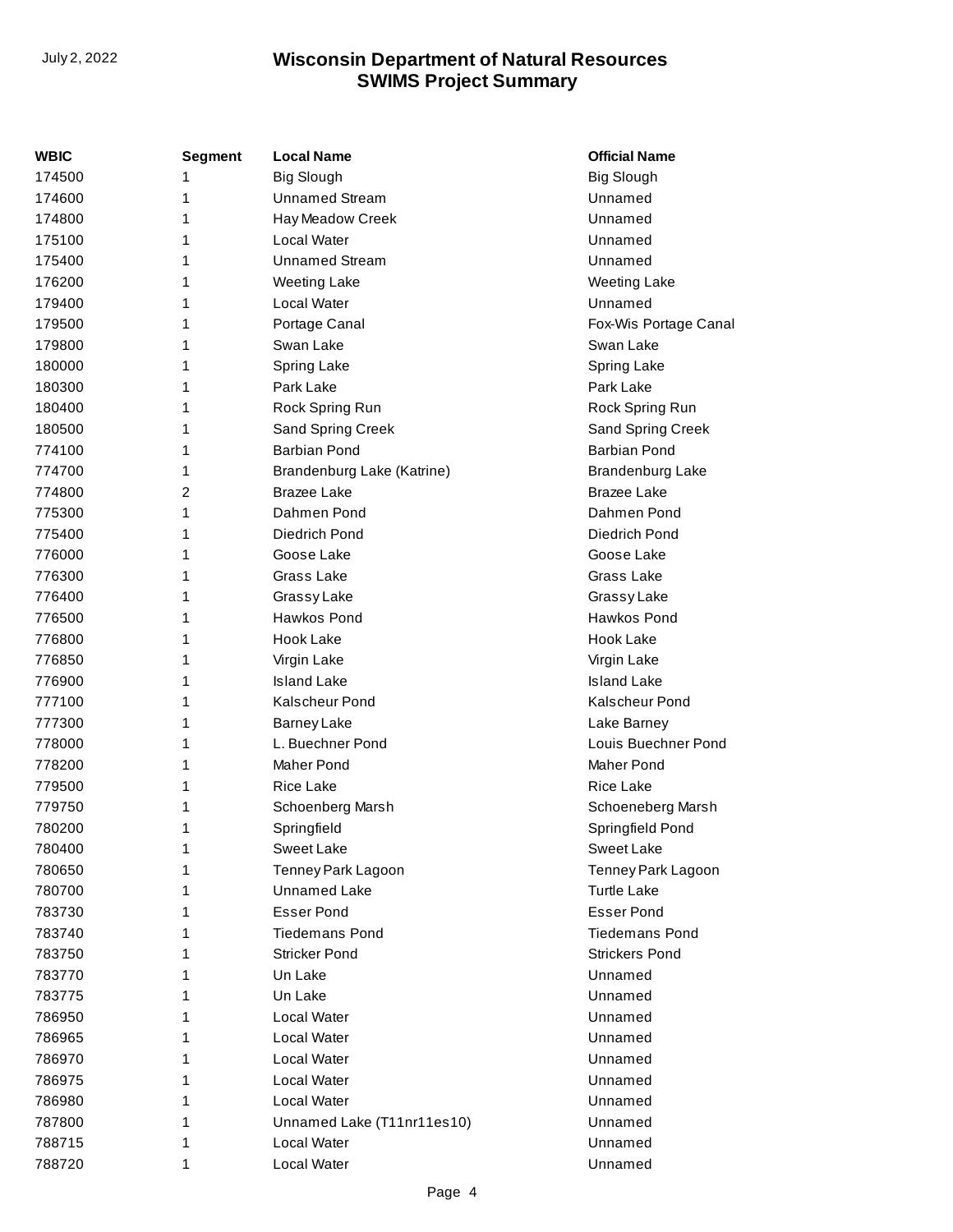| WBIC | Segment | Local Name | Official Name |
| --- | --- | --- | --- |
| 174500 | 1 | Big Slough | Big Slough |
| 174600 | 1 | Unnamed Stream | Unnamed |
| 174800 | 1 | Hay Meadow Creek | Unnamed |
| 175100 | 1 | Local Water | Unnamed |
| 175400 | 1 | Unnamed Stream | Unnamed |
| 176200 | 1 | Weeting Lake | Weeting Lake |
| 179400 | 1 | Local Water | Unnamed |
| 179500 | 1 | Portage Canal | Fox-Wis Portage Canal |
| 179800 | 1 | Swan Lake | Swan Lake |
| 180000 | 1 | Spring Lake | Spring Lake |
| 180300 | 1 | Park Lake | Park Lake |
| 180400 | 1 | Rock Spring Run | Rock Spring Run |
| 180500 | 1 | Sand Spring Creek | Sand Spring Creek |
| 774100 | 1 | Barbian Pond | Barbian Pond |
| 774700 | 1 | Brandenburg Lake (Katrine) | Brandenburg Lake |
| 774800 | 2 | Brazee Lake | Brazee Lake |
| 775300 | 1 | Dahmen Pond | Dahmen Pond |
| 775400 | 1 | Diedrich Pond | Diedrich Pond |
| 776000 | 1 | Goose Lake | Goose Lake |
| 776300 | 1 | Grass Lake | Grass Lake |
| 776400 | 1 | Grassy Lake | Grassy Lake |
| 776500 | 1 | Hawkos Pond | Hawkos Pond |
| 776800 | 1 | Hook Lake | Hook Lake |
| 776850 | 1 | Virgin Lake | Virgin Lake |
| 776900 | 1 | Island Lake | Island Lake |
| 777100 | 1 | Kalscheur Pond | Kalscheur Pond |
| 777300 | 1 | Barney Lake | Lake Barney |
| 778000 | 1 | L. Buechner Pond | Louis Buechner Pond |
| 778200 | 1 | Maher Pond | Maher Pond |
| 779500 | 1 | Rice Lake | Rice Lake |
| 779750 | 1 | Schoenberg Marsh | Schoeneberg Marsh |
| 780200 | 1 | Springfield | Springfield Pond |
| 780400 | 1 | Sweet Lake | Sweet Lake |
| 780650 | 1 | Tenney Park Lagoon | Tenney Park Lagoon |
| 780700 | 1 | Unnamed Lake | Turtle Lake |
| 783730 | 1 | Esser Pond | Esser Pond |
| 783740 | 1 | Tiedemans Pond | Tiedemans Pond |
| 783750 | 1 | Stricker Pond | Strickers Pond |
| 783770 | 1 | Un Lake | Unnamed |
| 783775 | 1 | Un Lake | Unnamed |
| 786950 | 1 | Local Water | Unnamed |
| 786965 | 1 | Local Water | Unnamed |
| 786970 | 1 | Local Water | Unnamed |
| 786975 | 1 | Local Water | Unnamed |
| 786980 | 1 | Local Water | Unnamed |
| 787800 | 1 | Unnamed Lake (T11nr11es10) | Unnamed |
| 788715 | 1 | Local Water | Unnamed |
| 788720 | 1 | Local Water | Unnamed |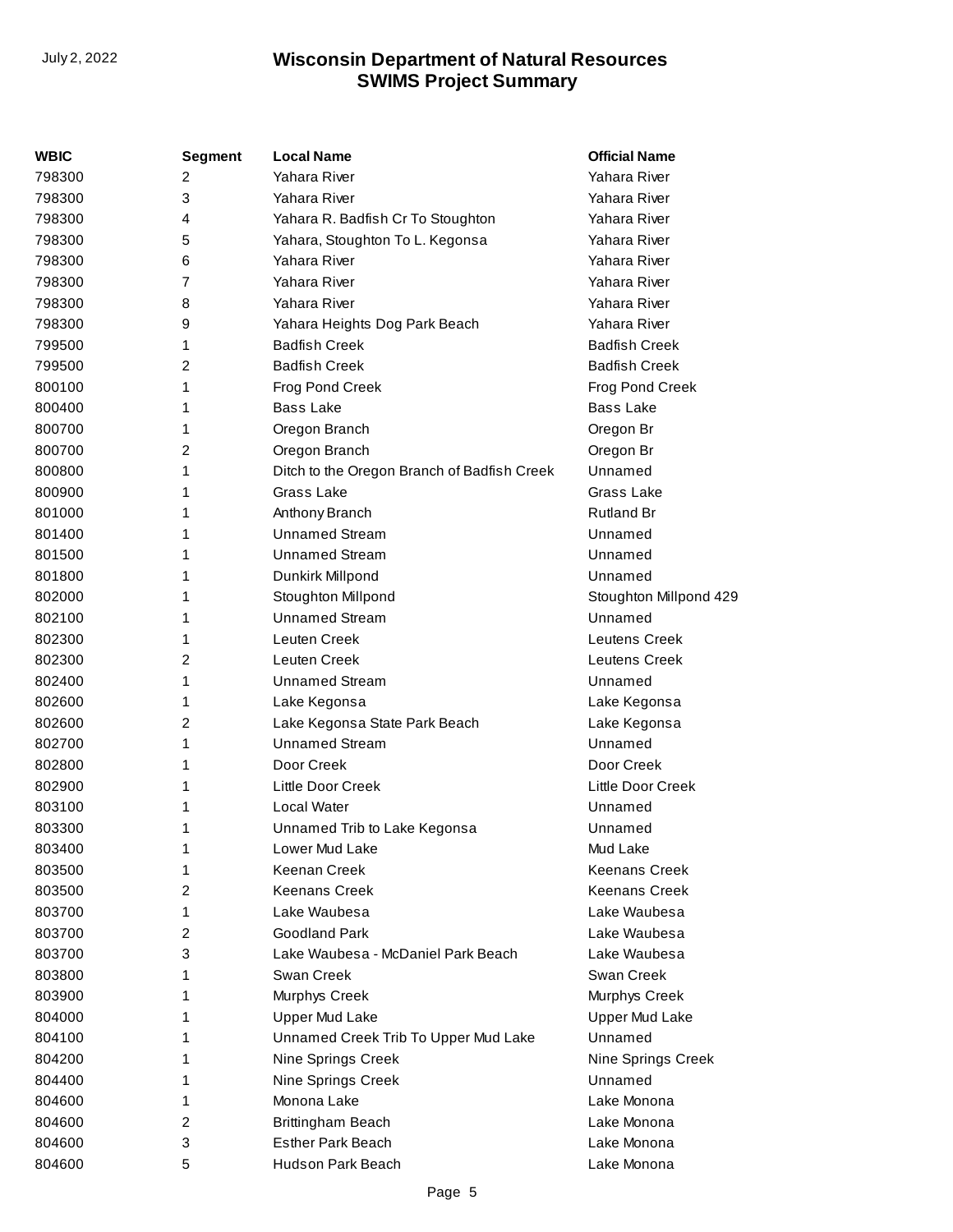| WBIC | Segment | Local Name | Official Name |
|---|---|---|---|
| 798300 | 2 | Yahara River | Yahara River |
| 798300 | 3 | Yahara River | Yahara River |
| 798300 | 4 | Yahara R. Badfish Cr To Stoughton | Yahara River |
| 798300 | 5 | Yahara, Stoughton To L. Kegonsa | Yahara River |
| 798300 | 6 | Yahara River | Yahara River |
| 798300 | 7 | Yahara River | Yahara River |
| 798300 | 8 | Yahara River | Yahara River |
| 798300 | 9 | Yahara Heights Dog Park Beach | Yahara River |
| 799500 | 1 | Badfish Creek | Badfish Creek |
| 799500 | 2 | Badfish Creek | Badfish Creek |
| 800100 | 1 | Frog Pond Creek | Frog Pond Creek |
| 800400 | 1 | Bass Lake | Bass Lake |
| 800700 | 1 | Oregon Branch | Oregon Br |
| 800700 | 2 | Oregon Branch | Oregon Br |
| 800800 | 1 | Ditch to the Oregon Branch of Badfish Creek | Unnamed |
| 800900 | 1 | Grass Lake | Grass Lake |
| 801000 | 1 | Anthony Branch | Rutland Br |
| 801400 | 1 | Unnamed Stream | Unnamed |
| 801500 | 1 | Unnamed Stream | Unnamed |
| 801800 | 1 | Dunkirk Millpond | Unnamed |
| 802000 | 1 | Stoughton Millpond | Stoughton Millpond 429 |
| 802100 | 1 | Unnamed Stream | Unnamed |
| 802300 | 1 | Leuten Creek | Leutens Creek |
| 802300 | 2 | Leuten Creek | Leutens Creek |
| 802400 | 1 | Unnamed Stream | Unnamed |
| 802600 | 1 | Lake Kegonsa | Lake Kegonsa |
| 802600 | 2 | Lake Kegonsa State Park Beach | Lake Kegonsa |
| 802700 | 1 | Unnamed Stream | Unnamed |
| 802800 | 1 | Door Creek | Door Creek |
| 802900 | 1 | Little Door Creek | Little Door Creek |
| 803100 | 1 | Local Water | Unnamed |
| 803300 | 1 | Unnamed Trib to Lake Kegonsa | Unnamed |
| 803400 | 1 | Lower Mud Lake | Mud Lake |
| 803500 | 1 | Keenan Creek | Keenans Creek |
| 803500 | 2 | Keenans Creek | Keenans Creek |
| 803700 | 1 | Lake Waubesa | Lake Waubesa |
| 803700 | 2 | Goodland Park | Lake Waubesa |
| 803700 | 3 | Lake Waubesa - McDaniel Park Beach | Lake Waubesa |
| 803800 | 1 | Swan Creek | Swan Creek |
| 803900 | 1 | Murphys Creek | Murphys Creek |
| 804000 | 1 | Upper Mud Lake | Upper Mud Lake |
| 804100 | 1 | Unnamed Creek Trib To Upper Mud Lake | Unnamed |
| 804200 | 1 | Nine Springs Creek | Nine Springs Creek |
| 804400 | 1 | Nine Springs Creek | Unnamed |
| 804600 | 1 | Monona Lake | Lake Monona |
| 804600 | 2 | Brittingham Beach | Lake Monona |
| 804600 | 3 | Esther Park Beach | Lake Monona |
| 804600 | 5 | Hudson Park Beach | Lake Monona |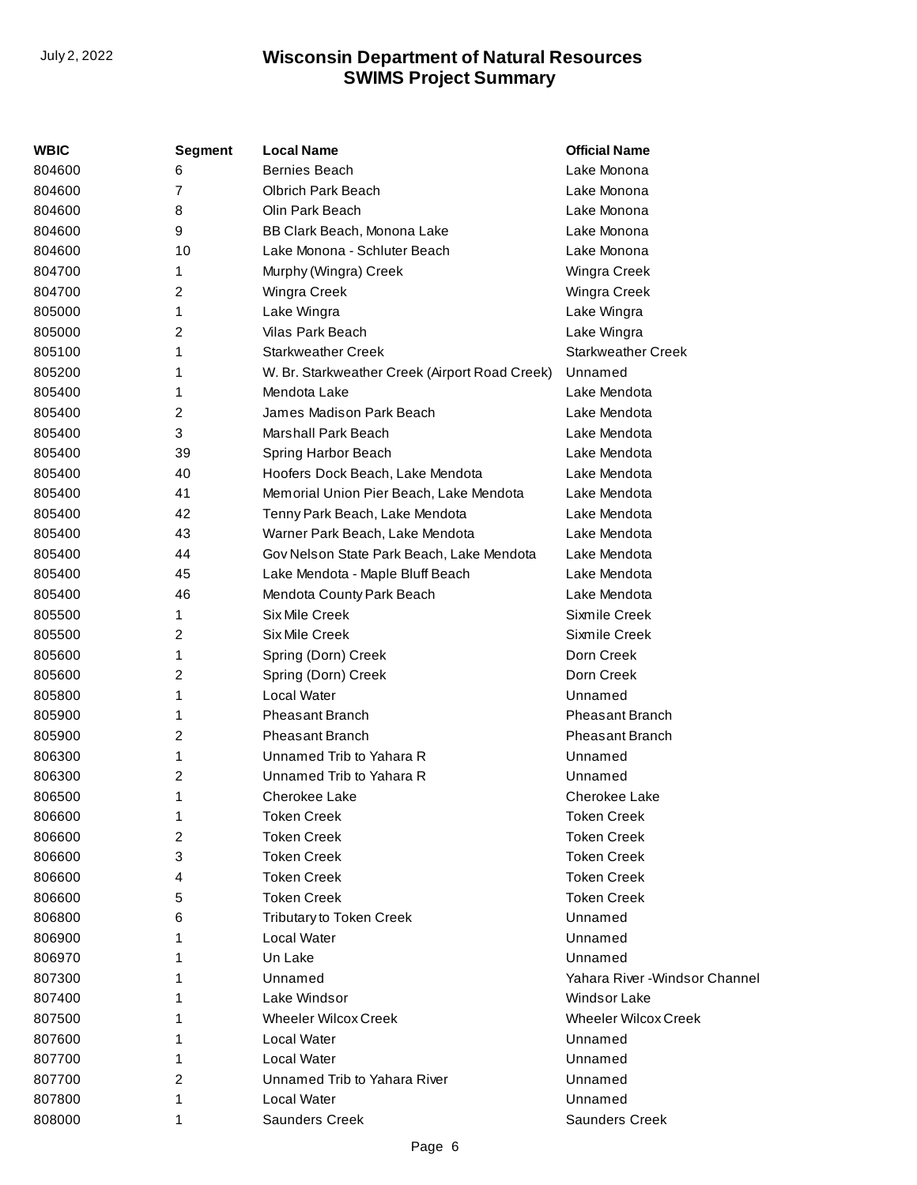| WBIC | Segment | Local Name | Official Name |
| --- | --- | --- | --- |
| 804600 | 6 | Bernies Beach | Lake Monona |
| 804600 | 7 | Olbrich Park Beach | Lake Monona |
| 804600 | 8 | Olin Park Beach | Lake Monona |
| 804600 | 9 | BB Clark Beach, Monona Lake | Lake Monona |
| 804600 | 10 | Lake Monona - Schluter Beach | Lake Monona |
| 804700 | 1 | Murphy (Wingra) Creek | Wingra Creek |
| 804700 | 2 | Wingra Creek | Wingra Creek |
| 805000 | 1 | Lake Wingra | Lake Wingra |
| 805000 | 2 | Vilas Park Beach | Lake Wingra |
| 805100 | 1 | Starkweather Creek | Starkweather Creek |
| 805200 | 1 | W. Br. Starkweather Creek (Airport Road Creek) | Unnamed |
| 805400 | 1 | Mendota Lake | Lake Mendota |
| 805400 | 2 | James Madison Park Beach | Lake Mendota |
| 805400 | 3 | Marshall Park Beach | Lake Mendota |
| 805400 | 39 | Spring Harbor Beach | Lake Mendota |
| 805400 | 40 | Hoofers Dock Beach, Lake Mendota | Lake Mendota |
| 805400 | 41 | Memorial Union Pier Beach, Lake Mendota | Lake Mendota |
| 805400 | 42 | Tenny Park Beach, Lake Mendota | Lake Mendota |
| 805400 | 43 | Warner Park Beach, Lake Mendota | Lake Mendota |
| 805400 | 44 | Gov Nelson State Park Beach, Lake Mendota | Lake Mendota |
| 805400 | 45 | Lake Mendota - Maple Bluff Beach | Lake Mendota |
| 805400 | 46 | Mendota County Park Beach | Lake Mendota |
| 805500 | 1 | Six Mile Creek | Sixmile Creek |
| 805500 | 2 | Six Mile Creek | Sixmile Creek |
| 805600 | 1 | Spring (Dorn) Creek | Dorn Creek |
| 805600 | 2 | Spring (Dorn) Creek | Dorn Creek |
| 805800 | 1 | Local Water | Unnamed |
| 805900 | 1 | Pheasant Branch | Pheasant Branch |
| 805900 | 2 | Pheasant Branch | Pheasant Branch |
| 806300 | 1 | Unnamed Trib to Yahara R | Unnamed |
| 806300 | 2 | Unnamed Trib to Yahara R | Unnamed |
| 806500 | 1 | Cherokee Lake | Cherokee Lake |
| 806600 | 1 | Token Creek | Token Creek |
| 806600 | 2 | Token Creek | Token Creek |
| 806600 | 3 | Token Creek | Token Creek |
| 806600 | 4 | Token Creek | Token Creek |
| 806600 | 5 | Token Creek | Token Creek |
| 806800 | 6 | Tributary to Token Creek | Unnamed |
| 806900 | 1 | Local Water | Unnamed |
| 806970 | 1 | Un Lake | Unnamed |
| 807300 | 1 | Unnamed | Yahara River -Windsor Channel |
| 807400 | 1 | Lake Windsor | Windsor Lake |
| 807500 | 1 | Wheeler Wilcox Creek | Wheeler Wilcox Creek |
| 807600 | 1 | Local Water | Unnamed |
| 807700 | 1 | Local Water | Unnamed |
| 807700 | 2 | Unnamed Trib to Yahara River | Unnamed |
| 807800 | 1 | Local Water | Unnamed |
| 808000 | 1 | Saunders Creek | Saunders Creek |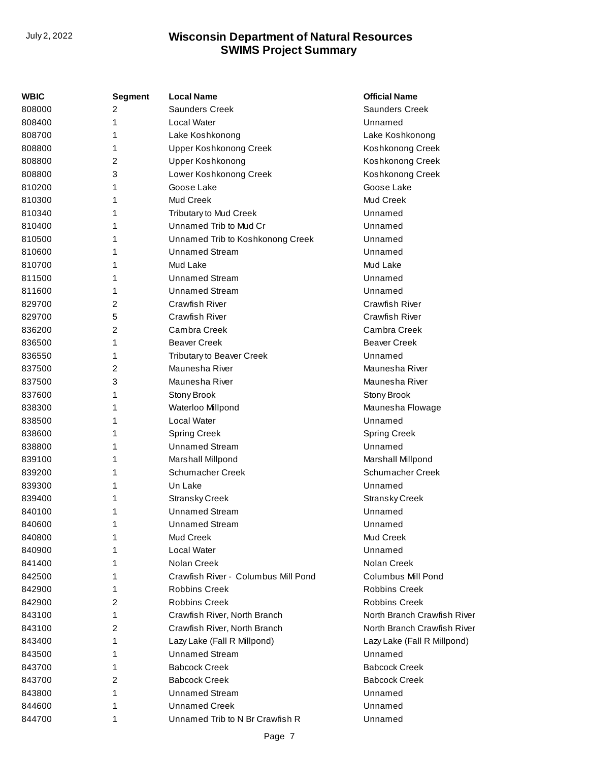| WBIC | Segment | Local Name | Official Name |
|---|---|---|---|
| 808000 | 2 | Saunders Creek | Saunders Creek |
| 808400 | 1 | Local Water | Unnamed |
| 808700 | 1 | Lake Koshkonong | Lake Koshkonong |
| 808800 | 1 | Upper Koshkonong Creek | Koshkonong Creek |
| 808800 | 2 | Upper Koshkonong | Koshkonong Creek |
| 808800 | 3 | Lower Koshkonong Creek | Koshkonong Creek |
| 810200 | 1 | Goose Lake | Goose Lake |
| 810300 | 1 | Mud Creek | Mud Creek |
| 810340 | 1 | Tributary to Mud Creek | Unnamed |
| 810400 | 1 | Unnamed Trib to Mud Cr | Unnamed |
| 810500 | 1 | Unnamed Trib to Koshkonong Creek | Unnamed |
| 810600 | 1 | Unnamed Stream | Unnamed |
| 810700 | 1 | Mud Lake | Mud Lake |
| 811500 | 1 | Unnamed Stream | Unnamed |
| 811600 | 1 | Unnamed Stream | Unnamed |
| 829700 | 2 | Crawfish River | Crawfish River |
| 829700 | 5 | Crawfish River | Crawfish River |
| 836200 | 2 | Cambra Creek | Cambra Creek |
| 836500 | 1 | Beaver Creek | Beaver Creek |
| 836550 | 1 | Tributary to Beaver Creek | Unnamed |
| 837500 | 2 | Maunesha River | Maunesha River |
| 837500 | 3 | Maunesha River | Maunesha River |
| 837600 | 1 | Stony Brook | Stony Brook |
| 838300 | 1 | Waterloo Millpond | Maunesha Flowage |
| 838500 | 1 | Local Water | Unnamed |
| 838600 | 1 | Spring Creek | Spring Creek |
| 838800 | 1 | Unnamed Stream | Unnamed |
| 839100 | 1 | Marshall Millpond | Marshall Millpond |
| 839200 | 1 | Schumacher Creek | Schumacher Creek |
| 839300 | 1 | Un Lake | Unnamed |
| 839400 | 1 | Stransky Creek | Stransky Creek |
| 840100 | 1 | Unnamed Stream | Unnamed |
| 840600 | 1 | Unnamed Stream | Unnamed |
| 840800 | 1 | Mud Creek | Mud Creek |
| 840900 | 1 | Local Water | Unnamed |
| 841400 | 1 | Nolan Creek | Nolan Creek |
| 842500 | 1 | Crawfish River - Columbus Mill Pond | Columbus Mill Pond |
| 842900 | 1 | Robbins Creek | Robbins Creek |
| 842900 | 2 | Robbins Creek | Robbins Creek |
| 843100 | 1 | Crawfish River, North Branch | North Branch Crawfish River |
| 843100 | 2 | Crawfish River, North Branch | North Branch Crawfish River |
| 843400 | 1 | Lazy Lake (Fall R Millpond) | Lazy Lake (Fall R Millpond) |
| 843500 | 1 | Unnamed Stream | Unnamed |
| 843700 | 1 | Babcock Creek | Babcock Creek |
| 843700 | 2 | Babcock Creek | Babcock Creek |
| 843800 | 1 | Unnamed Stream | Unnamed |
| 844600 | 1 | Unnamed Creek | Unnamed |
| 844700 | 1 | Unnamed Trib to N Br Crawfish R | Unnamed |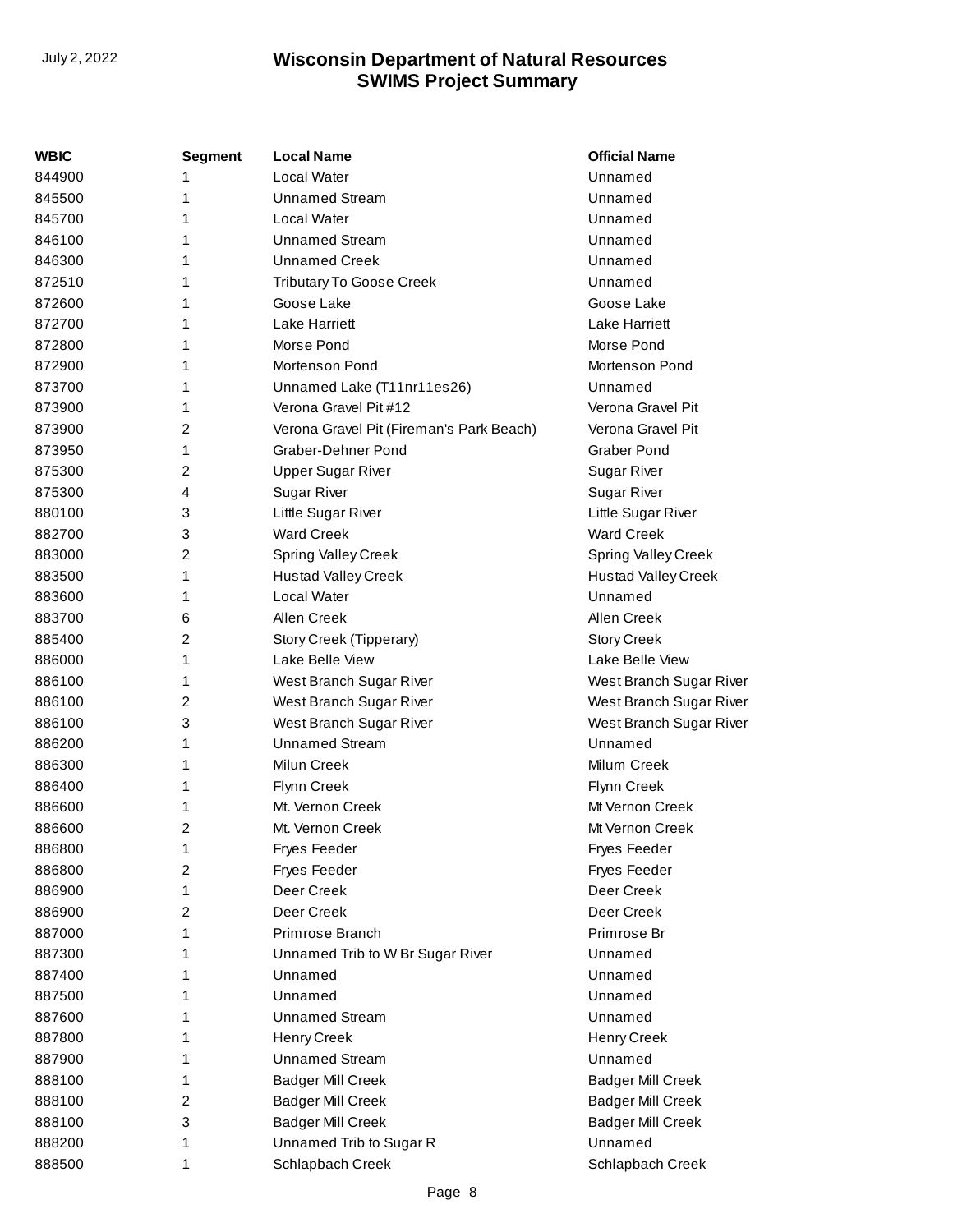| WBIC | Segment | Local Name | Official Name |
|---|---|---|---|
| 844900 | 1 | Local Water | Unnamed |
| 845500 | 1 | Unnamed Stream | Unnamed |
| 845700 | 1 | Local Water | Unnamed |
| 846100 | 1 | Unnamed Stream | Unnamed |
| 846300 | 1 | Unnamed Creek | Unnamed |
| 872510 | 1 | Tributary To Goose Creek | Unnamed |
| 872600 | 1 | Goose Lake | Goose Lake |
| 872700 | 1 | Lake Harriett | Lake Harriett |
| 872800 | 1 | Morse Pond | Morse Pond |
| 872900 | 1 | Mortenson Pond | Mortenson Pond |
| 873700 | 1 | Unnamed Lake (T11nr11es26) | Unnamed |
| 873900 | 1 | Verona Gravel Pit #12 | Verona Gravel Pit |
| 873900 | 2 | Verona Gravel Pit (Fireman's Park Beach) | Verona Gravel Pit |
| 873950 | 1 | Graber-Dehner Pond | Graber Pond |
| 875300 | 2 | Upper Sugar River | Sugar River |
| 875300 | 4 | Sugar River | Sugar River |
| 880100 | 3 | Little Sugar River | Little Sugar River |
| 882700 | 3 | Ward Creek | Ward Creek |
| 883000 | 2 | Spring Valley Creek | Spring Valley Creek |
| 883500 | 1 | Hustad Valley Creek | Hustad Valley Creek |
| 883600 | 1 | Local Water | Unnamed |
| 883700 | 6 | Allen Creek | Allen Creek |
| 885400 | 2 | Story Creek (Tipperary) | Story Creek |
| 886000 | 1 | Lake Belle View | Lake Belle View |
| 886100 | 1 | West Branch Sugar River | West Branch Sugar River |
| 886100 | 2 | West Branch Sugar River | West Branch Sugar River |
| 886100 | 3 | West Branch Sugar River | West Branch Sugar River |
| 886200 | 1 | Unnamed Stream | Unnamed |
| 886300 | 1 | Milun Creek | Milum Creek |
| 886400 | 1 | Flynn Creek | Flynn Creek |
| 886600 | 1 | Mt. Vernon Creek | Mt Vernon Creek |
| 886600 | 2 | Mt. Vernon Creek | Mt Vernon Creek |
| 886800 | 1 | Fryes Feeder | Fryes Feeder |
| 886800 | 2 | Fryes Feeder | Fryes Feeder |
| 886900 | 1 | Deer Creek | Deer Creek |
| 886900 | 2 | Deer Creek | Deer Creek |
| 887000 | 1 | Primrose Branch | Primrose Br |
| 887300 | 1 | Unnamed Trib to W Br Sugar River | Unnamed |
| 887400 | 1 | Unnamed | Unnamed |
| 887500 | 1 | Unnamed | Unnamed |
| 887600 | 1 | Unnamed Stream | Unnamed |
| 887800 | 1 | Henry Creek | Henry Creek |
| 887900 | 1 | Unnamed Stream | Unnamed |
| 888100 | 1 | Badger Mill Creek | Badger Mill Creek |
| 888100 | 2 | Badger Mill Creek | Badger Mill Creek |
| 888100 | 3 | Badger Mill Creek | Badger Mill Creek |
| 888200 | 1 | Unnamed Trib to Sugar R | Unnamed |
| 888500 | 1 | Schlapbach Creek | Schlapbach Creek |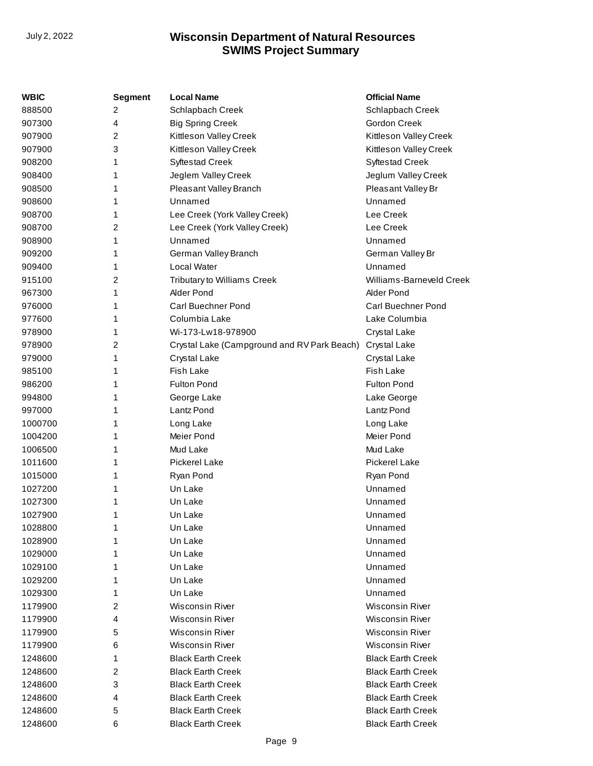| WBIC | Segment | Local Name | Official Name |
|---|---|---|---|
| 888500 | 2 | Schlapbach Creek | Schlapbach Creek |
| 907300 | 4 | Big Spring Creek | Gordon Creek |
| 907900 | 2 | Kittleson Valley Creek | Kittleson Valley Creek |
| 907900 | 3 | Kittleson Valley Creek | Kittleson Valley Creek |
| 908200 | 1 | Syftestad Creek | Syftestad Creek |
| 908400 | 1 | Jeglem Valley Creek | Jeglum Valley Creek |
| 908500 | 1 | Pleasant Valley Branch | Pleasant Valley Br |
| 908600 | 1 | Unnamed | Unnamed |
| 908700 | 1 | Lee Creek (York Valley Creek) | Lee Creek |
| 908700 | 2 | Lee Creek (York Valley Creek) | Lee Creek |
| 908900 | 1 | Unnamed | Unnamed |
| 909200 | 1 | German Valley Branch | German Valley Br |
| 909400 | 1 | Local Water | Unnamed |
| 915100 | 2 | Tributary to Williams Creek | Williams-Barneveld Creek |
| 967300 | 1 | Alder Pond | Alder Pond |
| 976000 | 1 | Carl Buechner Pond | Carl Buechner Pond |
| 977600 | 1 | Columbia Lake | Lake Columbia |
| 978900 | 1 | Wi-173-Lw18-978900 | Crystal Lake |
| 978900 | 2 | Crystal Lake (Campground and RV Park Beach) | Crystal Lake |
| 979000 | 1 | Crystal Lake | Crystal Lake |
| 985100 | 1 | Fish Lake | Fish Lake |
| 986200 | 1 | Fulton Pond | Fulton Pond |
| 994800 | 1 | George Lake | Lake George |
| 997000 | 1 | Lantz Pond | Lantz Pond |
| 1000700 | 1 | Long Lake | Long Lake |
| 1004200 | 1 | Meier Pond | Meier Pond |
| 1006500 | 1 | Mud Lake | Mud Lake |
| 1011600 | 1 | Pickerel Lake | Pickerel Lake |
| 1015000 | 1 | Ryan Pond | Ryan Pond |
| 1027200 | 1 | Un Lake | Unnamed |
| 1027300 | 1 | Un Lake | Unnamed |
| 1027900 | 1 | Un Lake | Unnamed |
| 1028800 | 1 | Un Lake | Unnamed |
| 1028900 | 1 | Un Lake | Unnamed |
| 1029000 | 1 | Un Lake | Unnamed |
| 1029100 | 1 | Un Lake | Unnamed |
| 1029200 | 1 | Un Lake | Unnamed |
| 1029300 | 1 | Un Lake | Unnamed |
| 1179900 | 2 | Wisconsin River | Wisconsin River |
| 1179900 | 4 | Wisconsin River | Wisconsin River |
| 1179900 | 5 | Wisconsin River | Wisconsin River |
| 1179900 | 6 | Wisconsin River | Wisconsin River |
| 1248600 | 1 | Black Earth Creek | Black Earth Creek |
| 1248600 | 2 | Black Earth Creek | Black Earth Creek |
| 1248600 | 3 | Black Earth Creek | Black Earth Creek |
| 1248600 | 4 | Black Earth Creek | Black Earth Creek |
| 1248600 | 5 | Black Earth Creek | Black Earth Creek |
| 1248600 | 6 | Black Earth Creek | Black Earth Creek |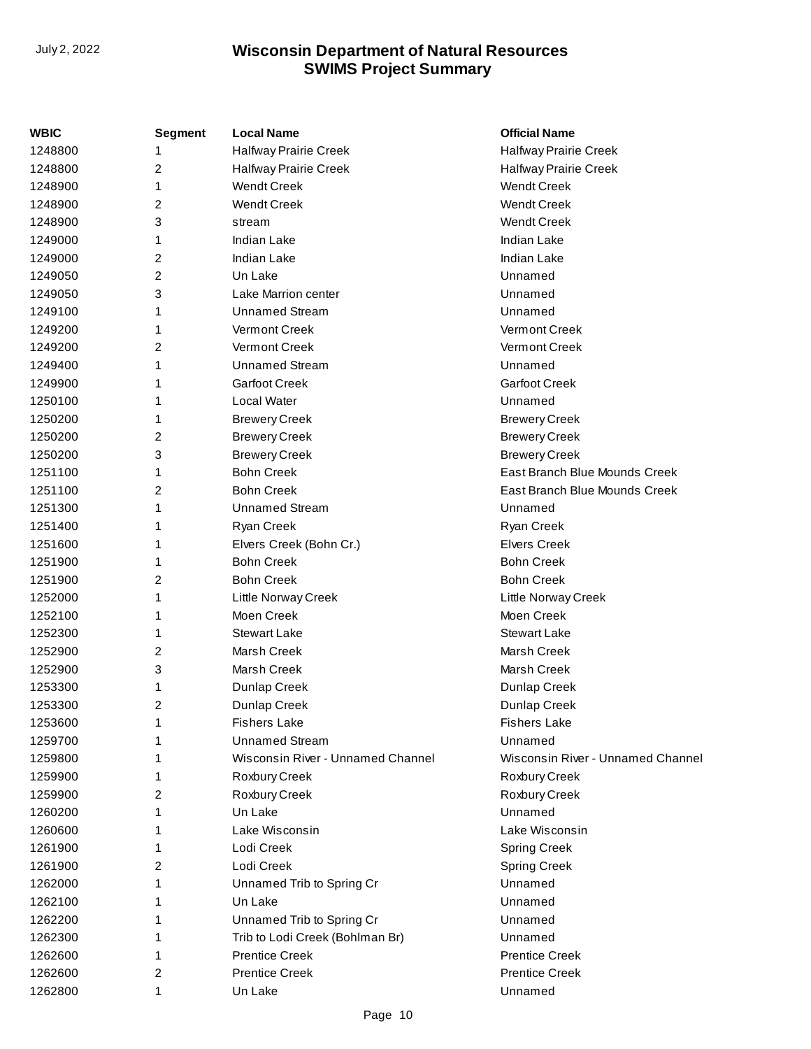| WBIC | Segment | Local Name | Official Name |
|---|---|---|---|
| 1248800 | 1 | Halfway Prairie Creek | Halfway Prairie Creek |
| 1248800 | 2 | Halfway Prairie Creek | Halfway Prairie Creek |
| 1248900 | 1 | Wendt Creek | Wendt Creek |
| 1248900 | 2 | Wendt Creek | Wendt Creek |
| 1248900 | 3 | stream | Wendt Creek |
| 1249000 | 1 | Indian Lake | Indian Lake |
| 1249000 | 2 | Indian Lake | Indian Lake |
| 1249050 | 2 | Un Lake | Unnamed |
| 1249050 | 3 | Lake Marrion center | Unnamed |
| 1249100 | 1 | Unnamed Stream | Unnamed |
| 1249200 | 1 | Vermont Creek | Vermont Creek |
| 1249200 | 2 | Vermont Creek | Vermont Creek |
| 1249400 | 1 | Unnamed Stream | Unnamed |
| 1249900 | 1 | Garfoot Creek | Garfoot Creek |
| 1250100 | 1 | Local Water | Unnamed |
| 1250200 | 1 | Brewery Creek | Brewery Creek |
| 1250200 | 2 | Brewery Creek | Brewery Creek |
| 1250200 | 3 | Brewery Creek | Brewery Creek |
| 1251100 | 1 | Bohn Creek | East Branch Blue Mounds Creek |
| 1251100 | 2 | Bohn Creek | East Branch Blue Mounds Creek |
| 1251300 | 1 | Unnamed Stream | Unnamed |
| 1251400 | 1 | Ryan Creek | Ryan Creek |
| 1251600 | 1 | Elvers Creek (Bohn Cr.) | Elvers Creek |
| 1251900 | 1 | Bohn Creek | Bohn Creek |
| 1251900 | 2 | Bohn Creek | Bohn Creek |
| 1252000 | 1 | Little Norway Creek | Little Norway Creek |
| 1252100 | 1 | Moen Creek | Moen Creek |
| 1252300 | 1 | Stewart Lake | Stewart Lake |
| 1252900 | 2 | Marsh Creek | Marsh Creek |
| 1252900 | 3 | Marsh Creek | Marsh Creek |
| 1253300 | 1 | Dunlap Creek | Dunlap Creek |
| 1253300 | 2 | Dunlap Creek | Dunlap Creek |
| 1253600 | 1 | Fishers Lake | Fishers Lake |
| 1259700 | 1 | Unnamed Stream | Unnamed |
| 1259800 | 1 | Wisconsin River - Unnamed Channel | Wisconsin River - Unnamed Channel |
| 1259900 | 1 | Roxbury Creek | Roxbury Creek |
| 1259900 | 2 | Roxbury Creek | Roxbury Creek |
| 1260200 | 1 | Un Lake | Unnamed |
| 1260600 | 1 | Lake Wisconsin | Lake Wisconsin |
| 1261900 | 1 | Lodi Creek | Spring Creek |
| 1261900 | 2 | Lodi Creek | Spring Creek |
| 1262000 | 1 | Unnamed Trib to Spring Cr | Unnamed |
| 1262100 | 1 | Un Lake | Unnamed |
| 1262200 | 1 | Unnamed Trib to Spring Cr | Unnamed |
| 1262300 | 1 | Trib to Lodi Creek (Bohlman Br) | Unnamed |
| 1262600 | 1 | Prentice Creek | Prentice Creek |
| 1262600 | 2 | Prentice Creek | Prentice Creek |
| 1262800 | 1 | Un Lake | Unnamed |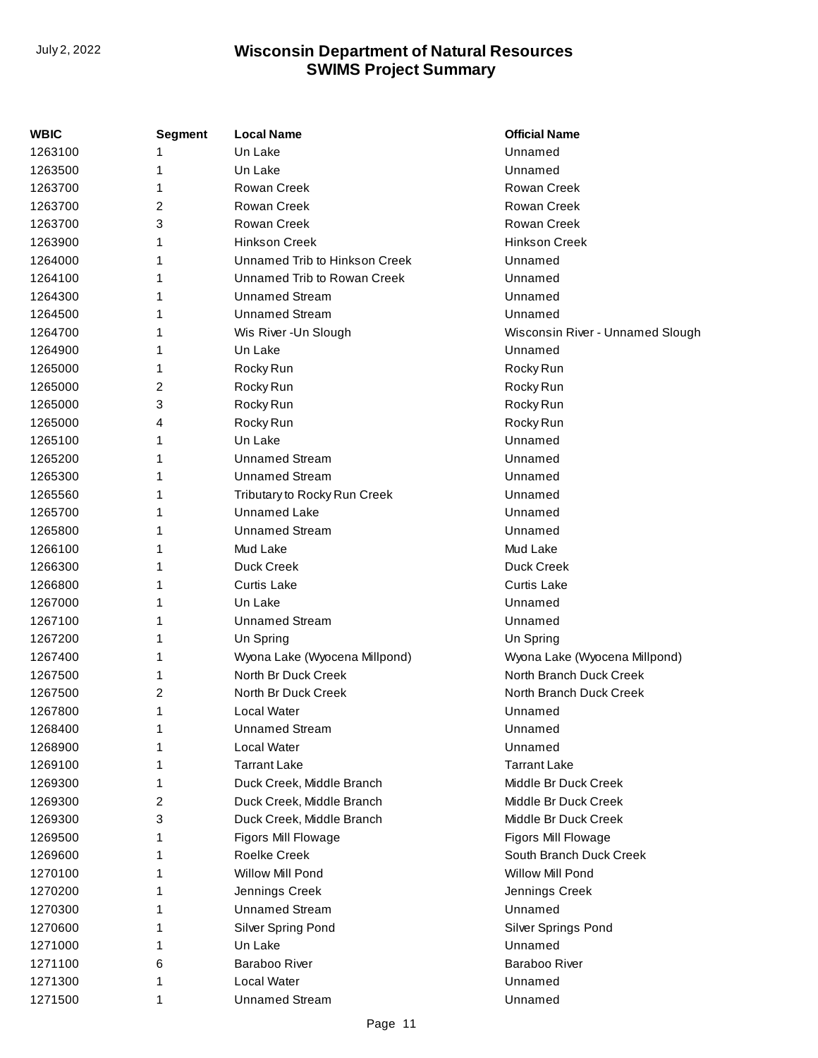| WBIC | Segment | Local Name | Official Name |
|---|---|---|---|
| 1263100 | 1 | Un Lake | Unnamed |
| 1263500 | 1 | Un Lake | Unnamed |
| 1263700 | 1 | Rowan Creek | Rowan Creek |
| 1263700 | 2 | Rowan Creek | Rowan Creek |
| 1263700 | 3 | Rowan Creek | Rowan Creek |
| 1263900 | 1 | Hinkson Creek | Hinkson Creek |
| 1264000 | 1 | Unnamed Trib to Hinkson Creek | Unnamed |
| 1264100 | 1 | Unnamed Trib to Rowan Creek | Unnamed |
| 1264300 | 1 | Unnamed Stream | Unnamed |
| 1264500 | 1 | Unnamed Stream | Unnamed |
| 1264700 | 1 | Wis River -Un Slough | Wisconsin River - Unnamed Slough |
| 1264900 | 1 | Un Lake | Unnamed |
| 1265000 | 1 | Rocky Run | Rocky Run |
| 1265000 | 2 | Rocky Run | Rocky Run |
| 1265000 | 3 | Rocky Run | Rocky Run |
| 1265000 | 4 | Rocky Run | Rocky Run |
| 1265100 | 1 | Un Lake | Unnamed |
| 1265200 | 1 | Unnamed Stream | Unnamed |
| 1265300 | 1 | Unnamed Stream | Unnamed |
| 1265560 | 1 | Tributary to Rocky Run Creek | Unnamed |
| 1265700 | 1 | Unnamed Lake | Unnamed |
| 1265800 | 1 | Unnamed Stream | Unnamed |
| 1266100 | 1 | Mud Lake | Mud Lake |
| 1266300 | 1 | Duck Creek | Duck Creek |
| 1266800 | 1 | Curtis Lake | Curtis Lake |
| 1267000 | 1 | Un Lake | Unnamed |
| 1267100 | 1 | Unnamed Stream | Unnamed |
| 1267200 | 1 | Un Spring | Un Spring |
| 1267400 | 1 | Wyona Lake (Wyocena Millpond) | Wyona Lake (Wyocena Millpond) |
| 1267500 | 1 | North Br Duck Creek | North Branch Duck Creek |
| 1267500 | 2 | North Br Duck Creek | North Branch Duck Creek |
| 1267800 | 1 | Local Water | Unnamed |
| 1268400 | 1 | Unnamed Stream | Unnamed |
| 1268900 | 1 | Local Water | Unnamed |
| 1269100 | 1 | Tarrant Lake | Tarrant Lake |
| 1269300 | 1 | Duck Creek, Middle Branch | Middle Br Duck Creek |
| 1269300 | 2 | Duck Creek, Middle Branch | Middle Br Duck Creek |
| 1269300 | 3 | Duck Creek, Middle Branch | Middle Br Duck Creek |
| 1269500 | 1 | Figors Mill Flowage | Figors Mill Flowage |
| 1269600 | 1 | Roelke Creek | South Branch Duck Creek |
| 1270100 | 1 | Willow Mill Pond | Willow Mill Pond |
| 1270200 | 1 | Jennings Creek | Jennings Creek |
| 1270300 | 1 | Unnamed Stream | Unnamed |
| 1270600 | 1 | Silver Spring Pond | Silver Springs Pond |
| 1271000 | 1 | Un Lake | Unnamed |
| 1271100 | 6 | Baraboo River | Baraboo River |
| 1271300 | 1 | Local Water | Unnamed |
| 1271500 | 1 | Unnamed Stream | Unnamed |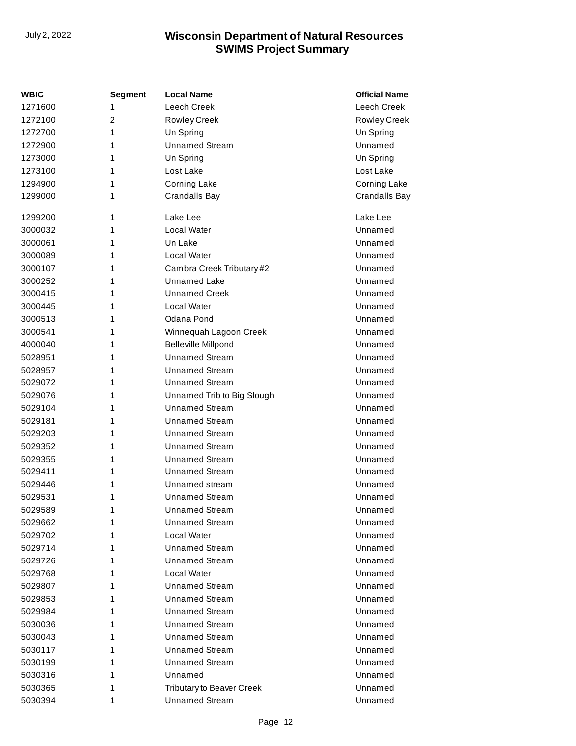| WBIC | Segment | Local Name | Official Name |
| --- | --- | --- | --- |
| 1271600 | 1 | Leech Creek | Leech Creek |
| 1272100 | 2 | Rowley Creek | Rowley Creek |
| 1272700 | 1 | Un Spring | Un Spring |
| 1272900 | 1 | Unnamed Stream | Unnamed |
| 1273000 | 1 | Un Spring | Un Spring |
| 1273100 | 1 | Lost Lake | Lost Lake |
| 1294900 | 1 | Corning Lake | Corning Lake |
| 1299000 | 1 | Crandalls Bay | Crandalls Bay |
| 1299200 | 1 | Lake Lee | Lake Lee |
| 3000032 | 1 | Local Water | Unnamed |
| 3000061 | 1 | Un Lake | Unnamed |
| 3000089 | 1 | Local Water | Unnamed |
| 3000107 | 1 | Cambra Creek Tributary #2 | Unnamed |
| 3000252 | 1 | Unnamed Lake | Unnamed |
| 3000415 | 1 | Unnamed Creek | Unnamed |
| 3000445 | 1 | Local Water | Unnamed |
| 3000513 | 1 | Odana Pond | Unnamed |
| 3000541 | 1 | Winnequah Lagoon Creek | Unnamed |
| 4000040 | 1 | Belleville Millpond | Unnamed |
| 5028951 | 1 | Unnamed Stream | Unnamed |
| 5028957 | 1 | Unnamed Stream | Unnamed |
| 5029072 | 1 | Unnamed Stream | Unnamed |
| 5029076 | 1 | Unnamed Trib to Big Slough | Unnamed |
| 5029104 | 1 | Unnamed Stream | Unnamed |
| 5029181 | 1 | Unnamed Stream | Unnamed |
| 5029203 | 1 | Unnamed Stream | Unnamed |
| 5029352 | 1 | Unnamed Stream | Unnamed |
| 5029355 | 1 | Unnamed Stream | Unnamed |
| 5029411 | 1 | Unnamed Stream | Unnamed |
| 5029446 | 1 | Unnamed stream | Unnamed |
| 5029531 | 1 | Unnamed Stream | Unnamed |
| 5029589 | 1 | Unnamed Stream | Unnamed |
| 5029662 | 1 | Unnamed Stream | Unnamed |
| 5029702 | 1 | Local Water | Unnamed |
| 5029714 | 1 | Unnamed Stream | Unnamed |
| 5029726 | 1 | Unnamed Stream | Unnamed |
| 5029768 | 1 | Local Water | Unnamed |
| 5029807 | 1 | Unnamed Stream | Unnamed |
| 5029853 | 1 | Unnamed Stream | Unnamed |
| 5029984 | 1 | Unnamed Stream | Unnamed |
| 5030036 | 1 | Unnamed Stream | Unnamed |
| 5030043 | 1 | Unnamed Stream | Unnamed |
| 5030117 | 1 | Unnamed Stream | Unnamed |
| 5030199 | 1 | Unnamed Stream | Unnamed |
| 5030316 | 1 | Unnamed | Unnamed |
| 5030365 | 1 | Tributary to Beaver Creek | Unnamed |
| 5030394 | 1 | Unnamed Stream | Unnamed |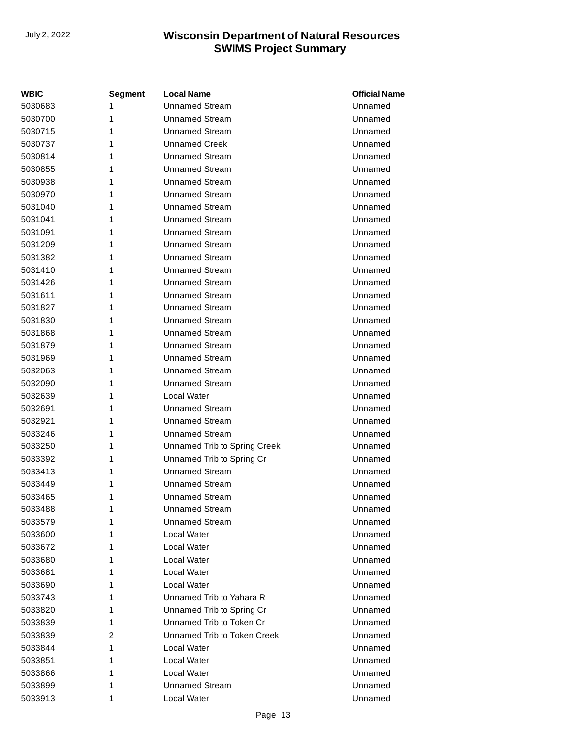| WBIC | Segment | Local Name | Official Name |
|---|---|---|---|
| 5030683 | 1 | Unnamed Stream | Unnamed |
| 5030700 | 1 | Unnamed Stream | Unnamed |
| 5030715 | 1 | Unnamed Stream | Unnamed |
| 5030737 | 1 | Unnamed Creek | Unnamed |
| 5030814 | 1 | Unnamed Stream | Unnamed |
| 5030855 | 1 | Unnamed Stream | Unnamed |
| 5030938 | 1 | Unnamed Stream | Unnamed |
| 5030970 | 1 | Unnamed Stream | Unnamed |
| 5031040 | 1 | Unnamed Stream | Unnamed |
| 5031041 | 1 | Unnamed Stream | Unnamed |
| 5031091 | 1 | Unnamed Stream | Unnamed |
| 5031209 | 1 | Unnamed Stream | Unnamed |
| 5031382 | 1 | Unnamed Stream | Unnamed |
| 5031410 | 1 | Unnamed Stream | Unnamed |
| 5031426 | 1 | Unnamed Stream | Unnamed |
| 5031611 | 1 | Unnamed Stream | Unnamed |
| 5031827 | 1 | Unnamed Stream | Unnamed |
| 5031830 | 1 | Unnamed Stream | Unnamed |
| 5031868 | 1 | Unnamed Stream | Unnamed |
| 5031879 | 1 | Unnamed Stream | Unnamed |
| 5031969 | 1 | Unnamed Stream | Unnamed |
| 5032063 | 1 | Unnamed Stream | Unnamed |
| 5032090 | 1 | Unnamed Stream | Unnamed |
| 5032639 | 1 | Local Water | Unnamed |
| 5032691 | 1 | Unnamed Stream | Unnamed |
| 5032921 | 1 | Unnamed Stream | Unnamed |
| 5033246 | 1 | Unnamed Stream | Unnamed |
| 5033250 | 1 | Unnamed Trib to Spring Creek | Unnamed |
| 5033392 | 1 | Unnamed Trib to Spring Cr | Unnamed |
| 5033413 | 1 | Unnamed Stream | Unnamed |
| 5033449 | 1 | Unnamed Stream | Unnamed |
| 5033465 | 1 | Unnamed Stream | Unnamed |
| 5033488 | 1 | Unnamed Stream | Unnamed |
| 5033579 | 1 | Unnamed Stream | Unnamed |
| 5033600 | 1 | Local Water | Unnamed |
| 5033672 | 1 | Local Water | Unnamed |
| 5033680 | 1 | Local Water | Unnamed |
| 5033681 | 1 | Local Water | Unnamed |
| 5033690 | 1 | Local Water | Unnamed |
| 5033743 | 1 | Unnamed Trib to Yahara R | Unnamed |
| 5033820 | 1 | Unnamed Trib to Spring Cr | Unnamed |
| 5033839 | 1 | Unnamed Trib to Token Cr | Unnamed |
| 5033839 | 2 | Unnamed Trib to Token Creek | Unnamed |
| 5033844 | 1 | Local Water | Unnamed |
| 5033851 | 1 | Local Water | Unnamed |
| 5033866 | 1 | Local Water | Unnamed |
| 5033899 | 1 | Unnamed Stream | Unnamed |
| 5033913 | 1 | Local Water | Unnamed |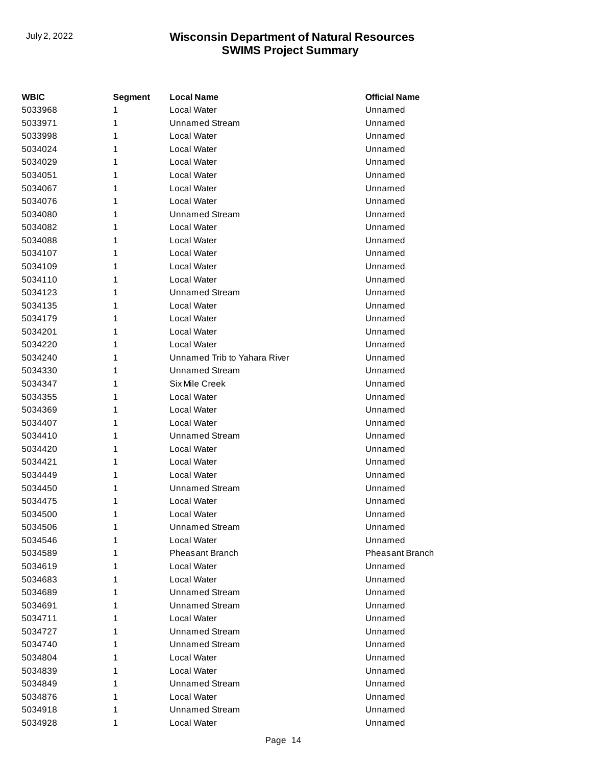| WBIC | Segment | Local Name | Official Name |
|---|---|---|---|
| 5033968 | 1 | Local Water | Unnamed |
| 5033971 | 1 | Unnamed Stream | Unnamed |
| 5033998 | 1 | Local Water | Unnamed |
| 5034024 | 1 | Local Water | Unnamed |
| 5034029 | 1 | Local Water | Unnamed |
| 5034051 | 1 | Local Water | Unnamed |
| 5034067 | 1 | Local Water | Unnamed |
| 5034076 | 1 | Local Water | Unnamed |
| 5034080 | 1 | Unnamed Stream | Unnamed |
| 5034082 | 1 | Local Water | Unnamed |
| 5034088 | 1 | Local Water | Unnamed |
| 5034107 | 1 | Local Water | Unnamed |
| 5034109 | 1 | Local Water | Unnamed |
| 5034110 | 1 | Local Water | Unnamed |
| 5034123 | 1 | Unnamed Stream | Unnamed |
| 5034135 | 1 | Local Water | Unnamed |
| 5034179 | 1 | Local Water | Unnamed |
| 5034201 | 1 | Local Water | Unnamed |
| 5034220 | 1 | Local Water | Unnamed |
| 5034240 | 1 | Unnamed Trib to Yahara River | Unnamed |
| 5034330 | 1 | Unnamed Stream | Unnamed |
| 5034347 | 1 | Six Mile Creek | Unnamed |
| 5034355 | 1 | Local Water | Unnamed |
| 5034369 | 1 | Local Water | Unnamed |
| 5034407 | 1 | Local Water | Unnamed |
| 5034410 | 1 | Unnamed Stream | Unnamed |
| 5034420 | 1 | Local Water | Unnamed |
| 5034421 | 1 | Local Water | Unnamed |
| 5034449 | 1 | Local Water | Unnamed |
| 5034450 | 1 | Unnamed Stream | Unnamed |
| 5034475 | 1 | Local Water | Unnamed |
| 5034500 | 1 | Local Water | Unnamed |
| 5034506 | 1 | Unnamed Stream | Unnamed |
| 5034546 | 1 | Local Water | Unnamed |
| 5034589 | 1 | Pheasant Branch | Pheasant Branch |
| 5034619 | 1 | Local Water | Unnamed |
| 5034683 | 1 | Local Water | Unnamed |
| 5034689 | 1 | Unnamed Stream | Unnamed |
| 5034691 | 1 | Unnamed Stream | Unnamed |
| 5034711 | 1 | Local Water | Unnamed |
| 5034727 | 1 | Unnamed Stream | Unnamed |
| 5034740 | 1 | Unnamed Stream | Unnamed |
| 5034804 | 1 | Local Water | Unnamed |
| 5034839 | 1 | Local Water | Unnamed |
| 5034849 | 1 | Unnamed Stream | Unnamed |
| 5034876 | 1 | Local Water | Unnamed |
| 5034918 | 1 | Unnamed Stream | Unnamed |
| 5034928 | 1 | Local Water | Unnamed |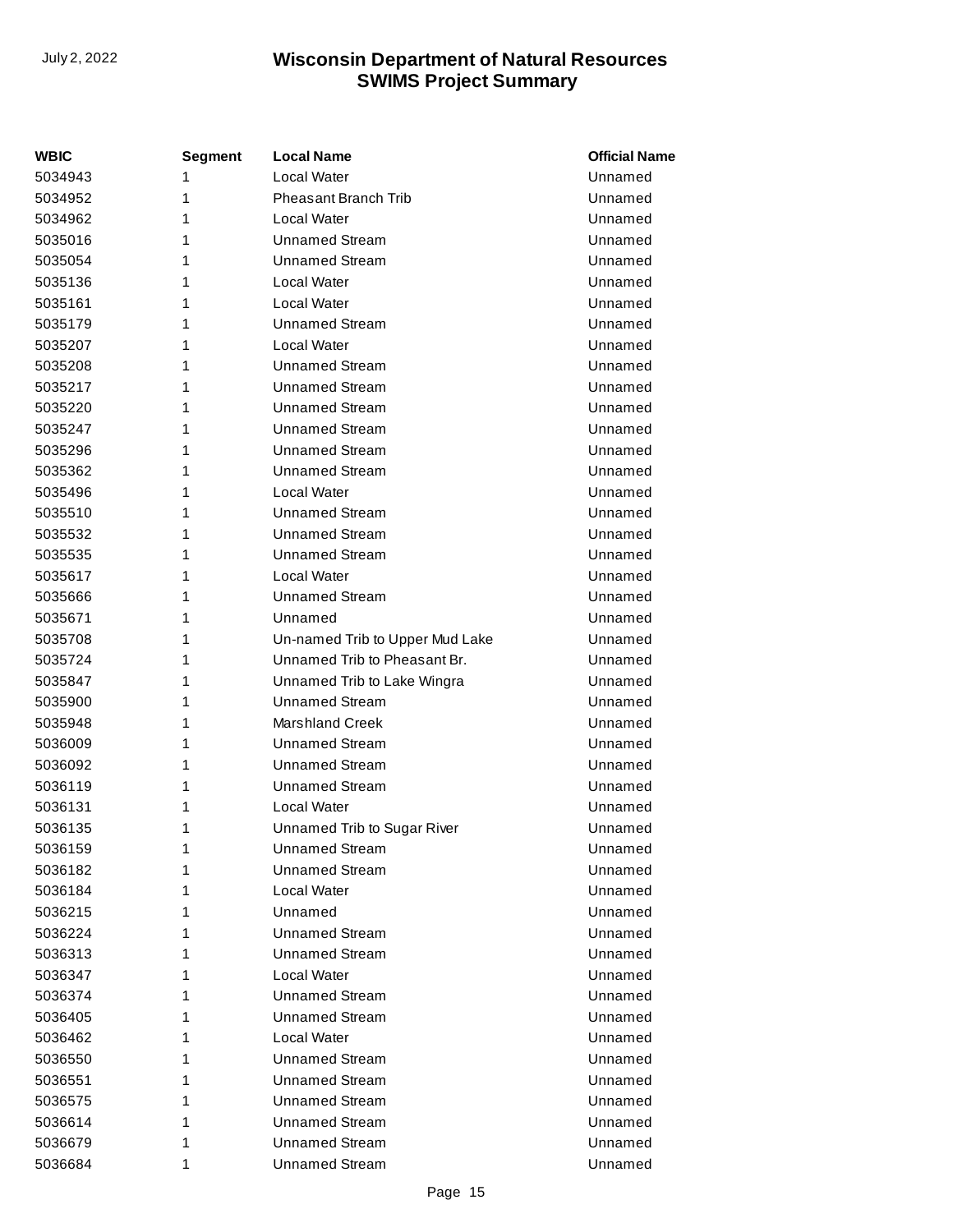| WBIC | Segment | Local Name | Official Name |
|---|---|---|---|
| 5034943 | 1 | Local Water | Unnamed |
| 5034952 | 1 | Pheasant Branch Trib | Unnamed |
| 5034962 | 1 | Local Water | Unnamed |
| 5035016 | 1 | Unnamed Stream | Unnamed |
| 5035054 | 1 | Unnamed Stream | Unnamed |
| 5035136 | 1 | Local Water | Unnamed |
| 5035161 | 1 | Local Water | Unnamed |
| 5035179 | 1 | Unnamed Stream | Unnamed |
| 5035207 | 1 | Local Water | Unnamed |
| 5035208 | 1 | Unnamed Stream | Unnamed |
| 5035217 | 1 | Unnamed Stream | Unnamed |
| 5035220 | 1 | Unnamed Stream | Unnamed |
| 5035247 | 1 | Unnamed Stream | Unnamed |
| 5035296 | 1 | Unnamed Stream | Unnamed |
| 5035362 | 1 | Unnamed Stream | Unnamed |
| 5035496 | 1 | Local Water | Unnamed |
| 5035510 | 1 | Unnamed Stream | Unnamed |
| 5035532 | 1 | Unnamed Stream | Unnamed |
| 5035535 | 1 | Unnamed Stream | Unnamed |
| 5035617 | 1 | Local Water | Unnamed |
| 5035666 | 1 | Unnamed Stream | Unnamed |
| 5035671 | 1 | Unnamed | Unnamed |
| 5035708 | 1 | Un-named Trib to Upper Mud Lake | Unnamed |
| 5035724 | 1 | Unnamed Trib to Pheasant Br. | Unnamed |
| 5035847 | 1 | Unnamed Trib to Lake Wingra | Unnamed |
| 5035900 | 1 | Unnamed Stream | Unnamed |
| 5035948 | 1 | Marshland Creek | Unnamed |
| 5036009 | 1 | Unnamed Stream | Unnamed |
| 5036092 | 1 | Unnamed Stream | Unnamed |
| 5036119 | 1 | Unnamed Stream | Unnamed |
| 5036131 | 1 | Local Water | Unnamed |
| 5036135 | 1 | Unnamed Trib to Sugar River | Unnamed |
| 5036159 | 1 | Unnamed Stream | Unnamed |
| 5036182 | 1 | Unnamed Stream | Unnamed |
| 5036184 | 1 | Local Water | Unnamed |
| 5036215 | 1 | Unnamed | Unnamed |
| 5036224 | 1 | Unnamed Stream | Unnamed |
| 5036313 | 1 | Unnamed Stream | Unnamed |
| 5036347 | 1 | Local Water | Unnamed |
| 5036374 | 1 | Unnamed Stream | Unnamed |
| 5036405 | 1 | Unnamed Stream | Unnamed |
| 5036462 | 1 | Local Water | Unnamed |
| 5036550 | 1 | Unnamed Stream | Unnamed |
| 5036551 | 1 | Unnamed Stream | Unnamed |
| 5036575 | 1 | Unnamed Stream | Unnamed |
| 5036614 | 1 | Unnamed Stream | Unnamed |
| 5036679 | 1 | Unnamed Stream | Unnamed |
| 5036684 | 1 | Unnamed Stream | Unnamed |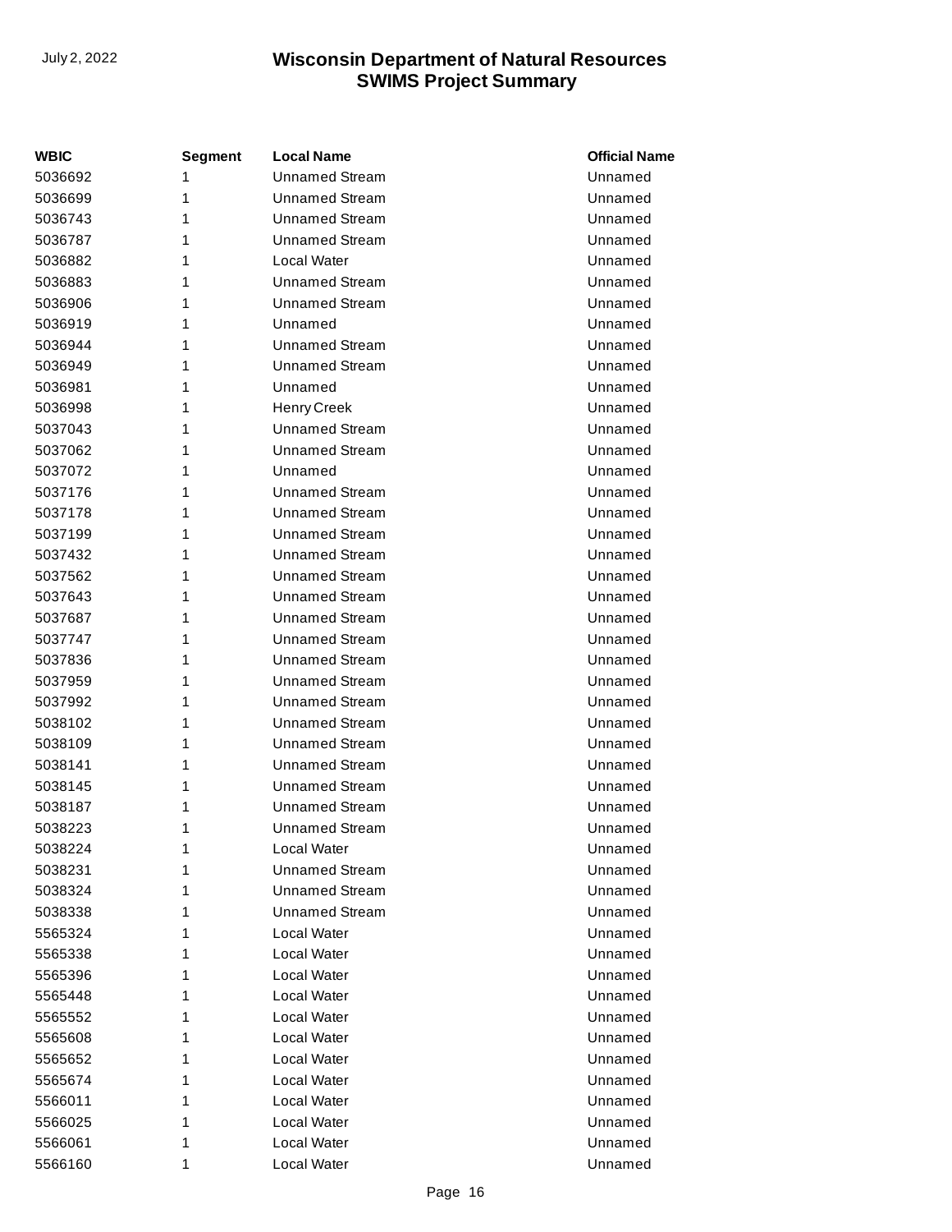| WBIC | Segment | Local Name | Official Name |
|---|---|---|---|
| 5036692 | 1 | Unnamed Stream | Unnamed |
| 5036699 | 1 | Unnamed Stream | Unnamed |
| 5036743 | 1 | Unnamed Stream | Unnamed |
| 5036787 | 1 | Unnamed Stream | Unnamed |
| 5036882 | 1 | Local Water | Unnamed |
| 5036883 | 1 | Unnamed Stream | Unnamed |
| 5036906 | 1 | Unnamed Stream | Unnamed |
| 5036919 | 1 | Unnamed | Unnamed |
| 5036944 | 1 | Unnamed Stream | Unnamed |
| 5036949 | 1 | Unnamed Stream | Unnamed |
| 5036981 | 1 | Unnamed | Unnamed |
| 5036998 | 1 | Henry Creek | Unnamed |
| 5037043 | 1 | Unnamed Stream | Unnamed |
| 5037062 | 1 | Unnamed Stream | Unnamed |
| 5037072 | 1 | Unnamed | Unnamed |
| 5037176 | 1 | Unnamed Stream | Unnamed |
| 5037178 | 1 | Unnamed Stream | Unnamed |
| 5037199 | 1 | Unnamed Stream | Unnamed |
| 5037432 | 1 | Unnamed Stream | Unnamed |
| 5037562 | 1 | Unnamed Stream | Unnamed |
| 5037643 | 1 | Unnamed Stream | Unnamed |
| 5037687 | 1 | Unnamed Stream | Unnamed |
| 5037747 | 1 | Unnamed Stream | Unnamed |
| 5037836 | 1 | Unnamed Stream | Unnamed |
| 5037959 | 1 | Unnamed Stream | Unnamed |
| 5037992 | 1 | Unnamed Stream | Unnamed |
| 5038102 | 1 | Unnamed Stream | Unnamed |
| 5038109 | 1 | Unnamed Stream | Unnamed |
| 5038141 | 1 | Unnamed Stream | Unnamed |
| 5038145 | 1 | Unnamed Stream | Unnamed |
| 5038187 | 1 | Unnamed Stream | Unnamed |
| 5038223 | 1 | Unnamed Stream | Unnamed |
| 5038224 | 1 | Local Water | Unnamed |
| 5038231 | 1 | Unnamed Stream | Unnamed |
| 5038324 | 1 | Unnamed Stream | Unnamed |
| 5038338 | 1 | Unnamed Stream | Unnamed |
| 5565324 | 1 | Local Water | Unnamed |
| 5565338 | 1 | Local Water | Unnamed |
| 5565396 | 1 | Local Water | Unnamed |
| 5565448 | 1 | Local Water | Unnamed |
| 5565552 | 1 | Local Water | Unnamed |
| 5565608 | 1 | Local Water | Unnamed |
| 5565652 | 1 | Local Water | Unnamed |
| 5565674 | 1 | Local Water | Unnamed |
| 5566011 | 1 | Local Water | Unnamed |
| 5566025 | 1 | Local Water | Unnamed |
| 5566061 | 1 | Local Water | Unnamed |
| 5566160 | 1 | Local Water | Unnamed |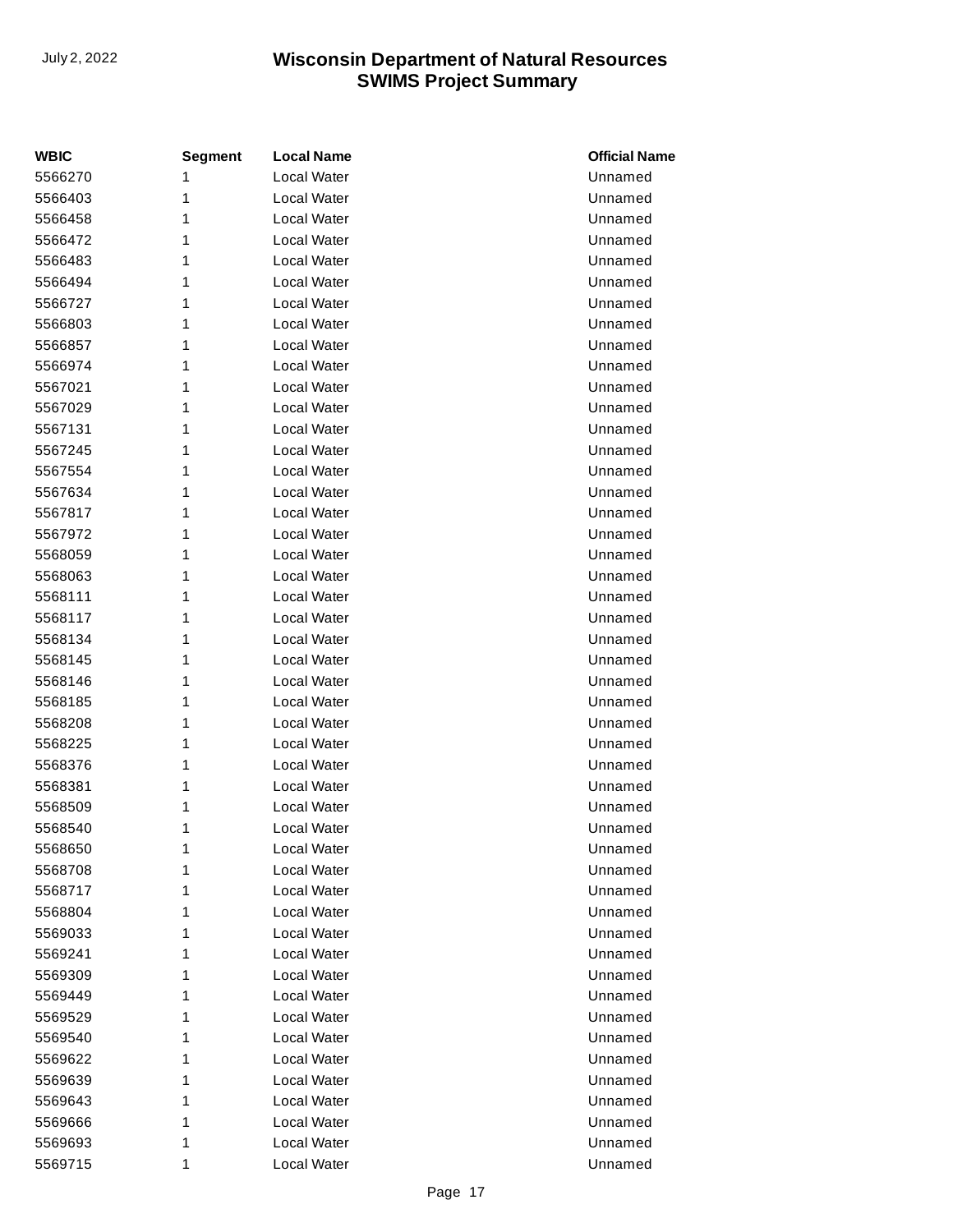| WBIC | Segment | Local Name | Official Name |
|---|---|---|---|
| 5566270 | 1 | Local Water | Unnamed |
| 5566403 | 1 | Local Water | Unnamed |
| 5566458 | 1 | Local Water | Unnamed |
| 5566472 | 1 | Local Water | Unnamed |
| 5566483 | 1 | Local Water | Unnamed |
| 5566494 | 1 | Local Water | Unnamed |
| 5566727 | 1 | Local Water | Unnamed |
| 5566803 | 1 | Local Water | Unnamed |
| 5566857 | 1 | Local Water | Unnamed |
| 5566974 | 1 | Local Water | Unnamed |
| 5567021 | 1 | Local Water | Unnamed |
| 5567029 | 1 | Local Water | Unnamed |
| 5567131 | 1 | Local Water | Unnamed |
| 5567245 | 1 | Local Water | Unnamed |
| 5567554 | 1 | Local Water | Unnamed |
| 5567634 | 1 | Local Water | Unnamed |
| 5567817 | 1 | Local Water | Unnamed |
| 5567972 | 1 | Local Water | Unnamed |
| 5568059 | 1 | Local Water | Unnamed |
| 5568063 | 1 | Local Water | Unnamed |
| 5568111 | 1 | Local Water | Unnamed |
| 5568117 | 1 | Local Water | Unnamed |
| 5568134 | 1 | Local Water | Unnamed |
| 5568145 | 1 | Local Water | Unnamed |
| 5568146 | 1 | Local Water | Unnamed |
| 5568185 | 1 | Local Water | Unnamed |
| 5568208 | 1 | Local Water | Unnamed |
| 5568225 | 1 | Local Water | Unnamed |
| 5568376 | 1 | Local Water | Unnamed |
| 5568381 | 1 | Local Water | Unnamed |
| 5568509 | 1 | Local Water | Unnamed |
| 5568540 | 1 | Local Water | Unnamed |
| 5568650 | 1 | Local Water | Unnamed |
| 5568708 | 1 | Local Water | Unnamed |
| 5568717 | 1 | Local Water | Unnamed |
| 5568804 | 1 | Local Water | Unnamed |
| 5569033 | 1 | Local Water | Unnamed |
| 5569241 | 1 | Local Water | Unnamed |
| 5569309 | 1 | Local Water | Unnamed |
| 5569449 | 1 | Local Water | Unnamed |
| 5569529 | 1 | Local Water | Unnamed |
| 5569540 | 1 | Local Water | Unnamed |
| 5569622 | 1 | Local Water | Unnamed |
| 5569639 | 1 | Local Water | Unnamed |
| 5569643 | 1 | Local Water | Unnamed |
| 5569666 | 1 | Local Water | Unnamed |
| 5569693 | 1 | Local Water | Unnamed |
| 5569715 | 1 | Local Water | Unnamed |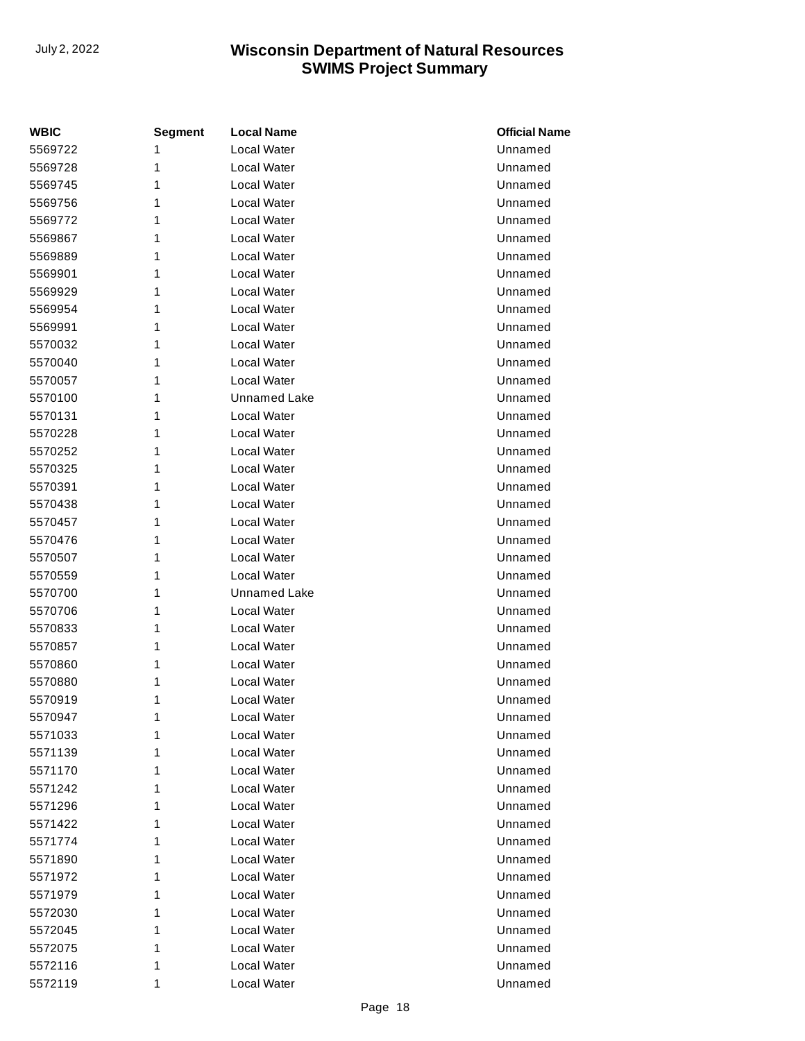| WBIC | Segment | Local Name | Official Name |
|---|---|---|---|
| 5569722 | 1 | Local Water | Unnamed |
| 5569728 | 1 | Local Water | Unnamed |
| 5569745 | 1 | Local Water | Unnamed |
| 5569756 | 1 | Local Water | Unnamed |
| 5569772 | 1 | Local Water | Unnamed |
| 5569867 | 1 | Local Water | Unnamed |
| 5569889 | 1 | Local Water | Unnamed |
| 5569901 | 1 | Local Water | Unnamed |
| 5569929 | 1 | Local Water | Unnamed |
| 5569954 | 1 | Local Water | Unnamed |
| 5569991 | 1 | Local Water | Unnamed |
| 5570032 | 1 | Local Water | Unnamed |
| 5570040 | 1 | Local Water | Unnamed |
| 5570057 | 1 | Local Water | Unnamed |
| 5570100 | 1 | Unnamed Lake | Unnamed |
| 5570131 | 1 | Local Water | Unnamed |
| 5570228 | 1 | Local Water | Unnamed |
| 5570252 | 1 | Local Water | Unnamed |
| 5570325 | 1 | Local Water | Unnamed |
| 5570391 | 1 | Local Water | Unnamed |
| 5570438 | 1 | Local Water | Unnamed |
| 5570457 | 1 | Local Water | Unnamed |
| 5570476 | 1 | Local Water | Unnamed |
| 5570507 | 1 | Local Water | Unnamed |
| 5570559 | 1 | Local Water | Unnamed |
| 5570700 | 1 | Unnamed Lake | Unnamed |
| 5570706 | 1 | Local Water | Unnamed |
| 5570833 | 1 | Local Water | Unnamed |
| 5570857 | 1 | Local Water | Unnamed |
| 5570860 | 1 | Local Water | Unnamed |
| 5570880 | 1 | Local Water | Unnamed |
| 5570919 | 1 | Local Water | Unnamed |
| 5570947 | 1 | Local Water | Unnamed |
| 5571033 | 1 | Local Water | Unnamed |
| 5571139 | 1 | Local Water | Unnamed |
| 5571170 | 1 | Local Water | Unnamed |
| 5571242 | 1 | Local Water | Unnamed |
| 5571296 | 1 | Local Water | Unnamed |
| 5571422 | 1 | Local Water | Unnamed |
| 5571774 | 1 | Local Water | Unnamed |
| 5571890 | 1 | Local Water | Unnamed |
| 5571972 | 1 | Local Water | Unnamed |
| 5571979 | 1 | Local Water | Unnamed |
| 5572030 | 1 | Local Water | Unnamed |
| 5572045 | 1 | Local Water | Unnamed |
| 5572075 | 1 | Local Water | Unnamed |
| 5572116 | 1 | Local Water | Unnamed |
| 5572119 | 1 | Local Water | Unnamed |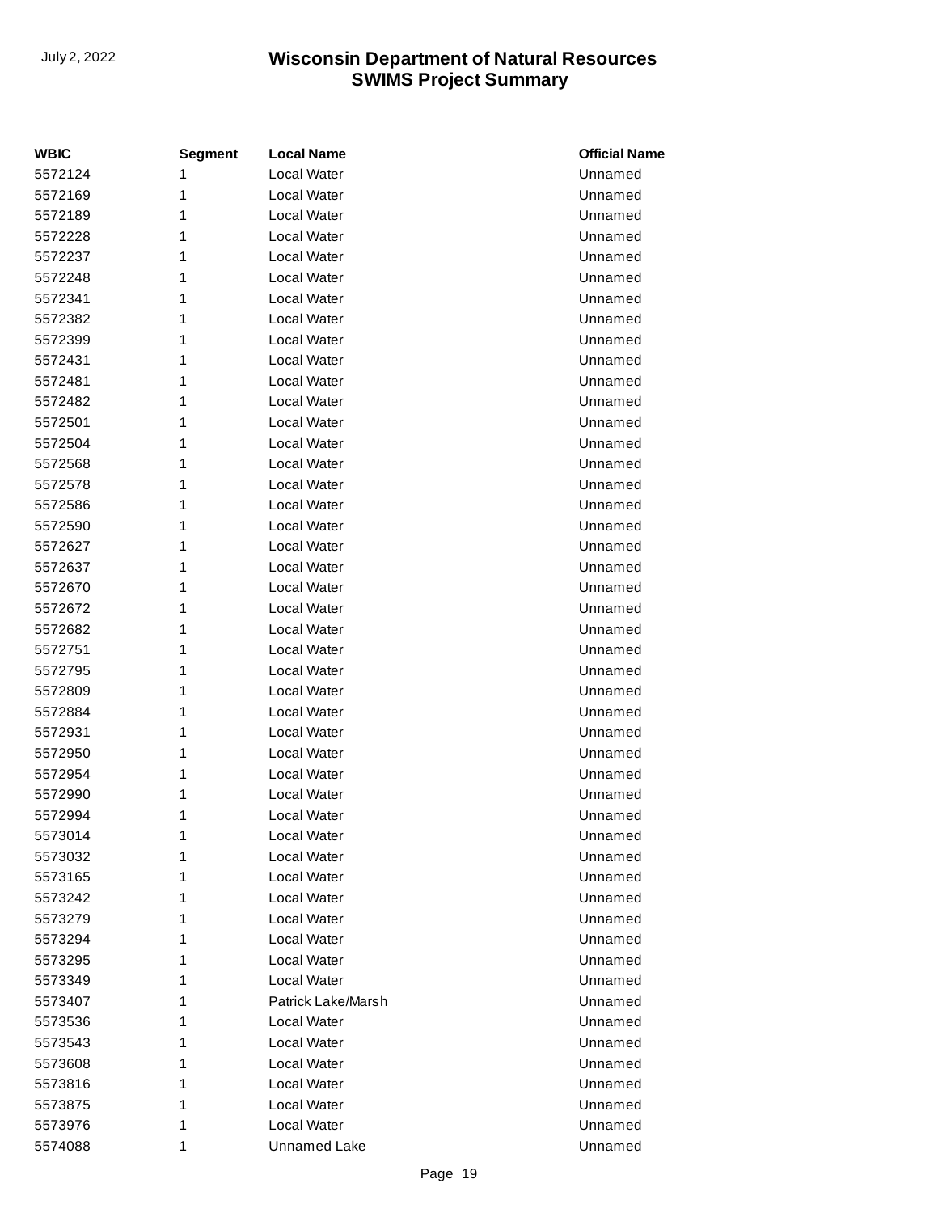| WBIC | Segment | Local Name | Official Name |
|---|---|---|---|
| 5572124 | 1 | Local Water | Unnamed |
| 5572169 | 1 | Local Water | Unnamed |
| 5572189 | 1 | Local Water | Unnamed |
| 5572228 | 1 | Local Water | Unnamed |
| 5572237 | 1 | Local Water | Unnamed |
| 5572248 | 1 | Local Water | Unnamed |
| 5572341 | 1 | Local Water | Unnamed |
| 5572382 | 1 | Local Water | Unnamed |
| 5572399 | 1 | Local Water | Unnamed |
| 5572431 | 1 | Local Water | Unnamed |
| 5572481 | 1 | Local Water | Unnamed |
| 5572482 | 1 | Local Water | Unnamed |
| 5572501 | 1 | Local Water | Unnamed |
| 5572504 | 1 | Local Water | Unnamed |
| 5572568 | 1 | Local Water | Unnamed |
| 5572578 | 1 | Local Water | Unnamed |
| 5572586 | 1 | Local Water | Unnamed |
| 5572590 | 1 | Local Water | Unnamed |
| 5572627 | 1 | Local Water | Unnamed |
| 5572637 | 1 | Local Water | Unnamed |
| 5572670 | 1 | Local Water | Unnamed |
| 5572672 | 1 | Local Water | Unnamed |
| 5572682 | 1 | Local Water | Unnamed |
| 5572751 | 1 | Local Water | Unnamed |
| 5572795 | 1 | Local Water | Unnamed |
| 5572809 | 1 | Local Water | Unnamed |
| 5572884 | 1 | Local Water | Unnamed |
| 5572931 | 1 | Local Water | Unnamed |
| 5572950 | 1 | Local Water | Unnamed |
| 5572954 | 1 | Local Water | Unnamed |
| 5572990 | 1 | Local Water | Unnamed |
| 5572994 | 1 | Local Water | Unnamed |
| 5573014 | 1 | Local Water | Unnamed |
| 5573032 | 1 | Local Water | Unnamed |
| 5573165 | 1 | Local Water | Unnamed |
| 5573242 | 1 | Local Water | Unnamed |
| 5573279 | 1 | Local Water | Unnamed |
| 5573294 | 1 | Local Water | Unnamed |
| 5573295 | 1 | Local Water | Unnamed |
| 5573349 | 1 | Local Water | Unnamed |
| 5573407 | 1 | Patrick Lake/Marsh | Unnamed |
| 5573536 | 1 | Local Water | Unnamed |
| 5573543 | 1 | Local Water | Unnamed |
| 5573608 | 1 | Local Water | Unnamed |
| 5573816 | 1 | Local Water | Unnamed |
| 5573875 | 1 | Local Water | Unnamed |
| 5573976 | 1 | Local Water | Unnamed |
| 5574088 | 1 | Unnamed Lake | Unnamed |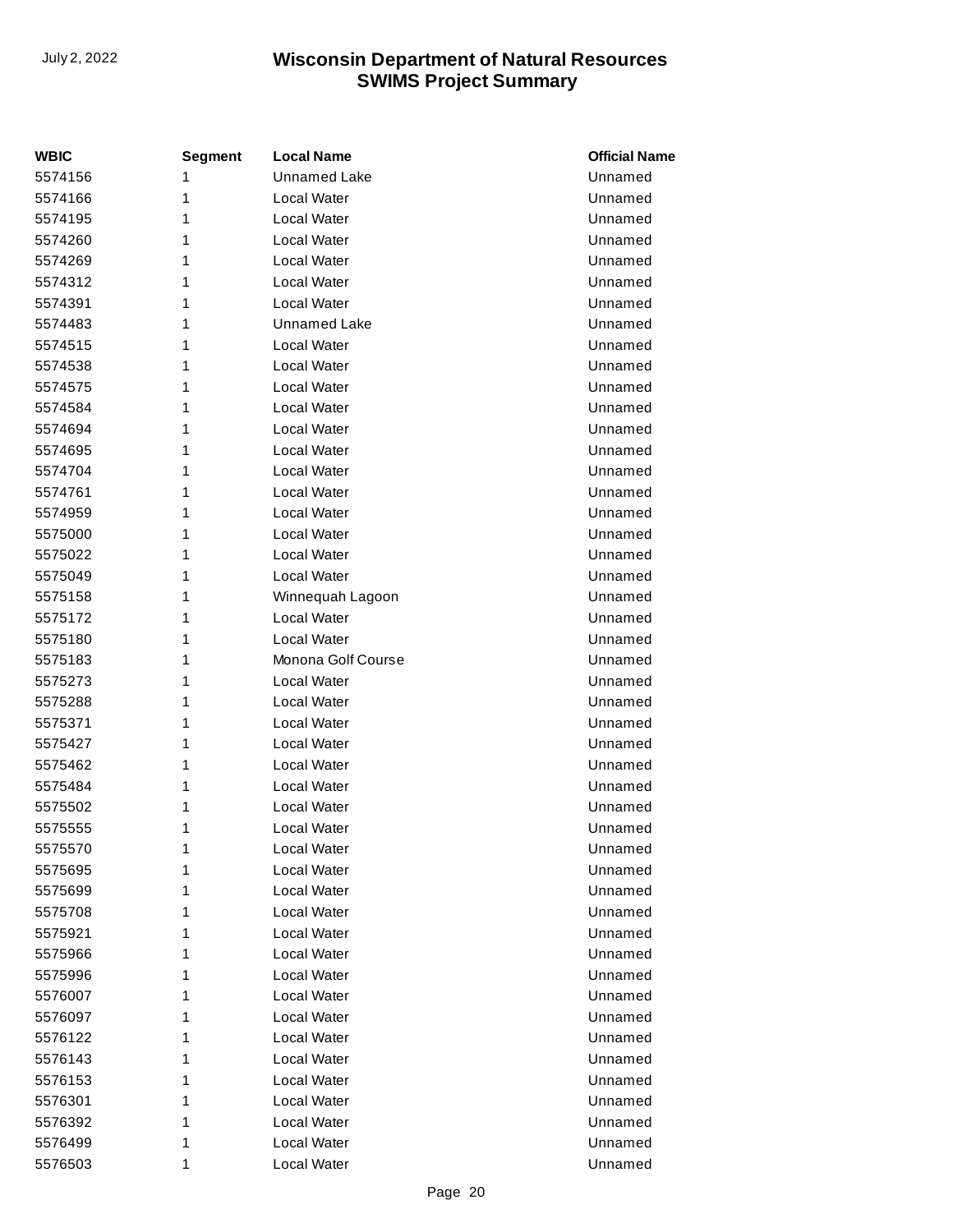| WBIC | Segment | Local Name | Official Name |
| --- | --- | --- | --- |
| 5574156 | 1 | Unnamed Lake | Unnamed |
| 5574166 | 1 | Local Water | Unnamed |
| 5574195 | 1 | Local Water | Unnamed |
| 5574260 | 1 | Local Water | Unnamed |
| 5574269 | 1 | Local Water | Unnamed |
| 5574312 | 1 | Local Water | Unnamed |
| 5574391 | 1 | Local Water | Unnamed |
| 5574483 | 1 | Unnamed Lake | Unnamed |
| 5574515 | 1 | Local Water | Unnamed |
| 5574538 | 1 | Local Water | Unnamed |
| 5574575 | 1 | Local Water | Unnamed |
| 5574584 | 1 | Local Water | Unnamed |
| 5574694 | 1 | Local Water | Unnamed |
| 5574695 | 1 | Local Water | Unnamed |
| 5574704 | 1 | Local Water | Unnamed |
| 5574761 | 1 | Local Water | Unnamed |
| 5574959 | 1 | Local Water | Unnamed |
| 5575000 | 1 | Local Water | Unnamed |
| 5575022 | 1 | Local Water | Unnamed |
| 5575049 | 1 | Local Water | Unnamed |
| 5575158 | 1 | Winnequah Lagoon | Unnamed |
| 5575172 | 1 | Local Water | Unnamed |
| 5575180 | 1 | Local Water | Unnamed |
| 5575183 | 1 | Monona Golf Course | Unnamed |
| 5575273 | 1 | Local Water | Unnamed |
| 5575288 | 1 | Local Water | Unnamed |
| 5575371 | 1 | Local Water | Unnamed |
| 5575427 | 1 | Local Water | Unnamed |
| 5575462 | 1 | Local Water | Unnamed |
| 5575484 | 1 | Local Water | Unnamed |
| 5575502 | 1 | Local Water | Unnamed |
| 5575555 | 1 | Local Water | Unnamed |
| 5575570 | 1 | Local Water | Unnamed |
| 5575695 | 1 | Local Water | Unnamed |
| 5575699 | 1 | Local Water | Unnamed |
| 5575708 | 1 | Local Water | Unnamed |
| 5575921 | 1 | Local Water | Unnamed |
| 5575966 | 1 | Local Water | Unnamed |
| 5575996 | 1 | Local Water | Unnamed |
| 5576007 | 1 | Local Water | Unnamed |
| 5576097 | 1 | Local Water | Unnamed |
| 5576122 | 1 | Local Water | Unnamed |
| 5576143 | 1 | Local Water | Unnamed |
| 5576153 | 1 | Local Water | Unnamed |
| 5576301 | 1 | Local Water | Unnamed |
| 5576392 | 1 | Local Water | Unnamed |
| 5576499 | 1 | Local Water | Unnamed |
| 5576503 | 1 | Local Water | Unnamed |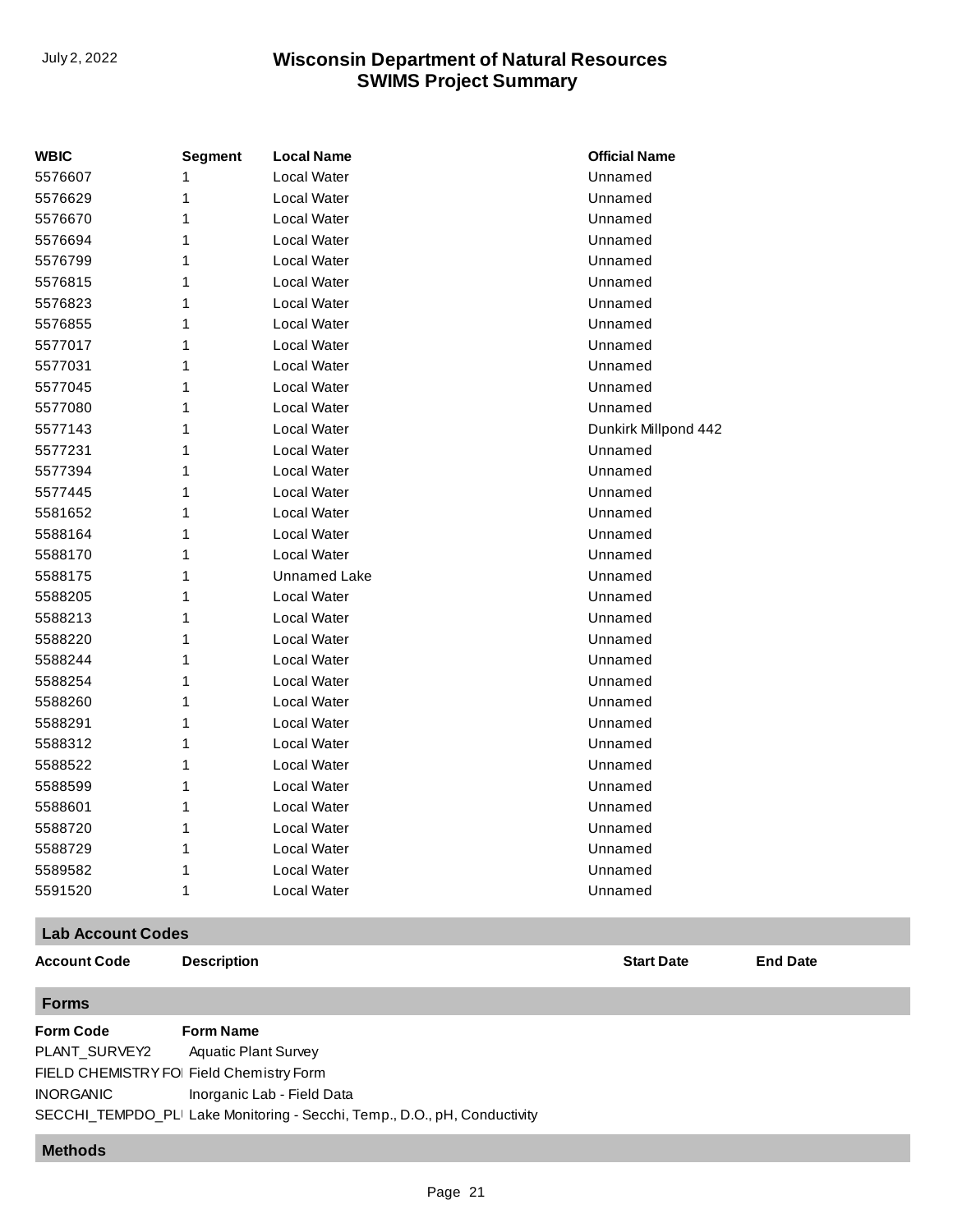| WBIC | Segment | Local Name | Official Name |
|---|---|---|---|
| 5576607 | 1 | Local Water | Unnamed |
| 5576629 | 1 | Local Water | Unnamed |
| 5576670 | 1 | Local Water | Unnamed |
| 5576694 | 1 | Local Water | Unnamed |
| 5576799 | 1 | Local Water | Unnamed |
| 5576815 | 1 | Local Water | Unnamed |
| 5576823 | 1 | Local Water | Unnamed |
| 5576855 | 1 | Local Water | Unnamed |
| 5577017 | 1 | Local Water | Unnamed |
| 5577031 | 1 | Local Water | Unnamed |
| 5577045 | 1 | Local Water | Unnamed |
| 5577080 | 1 | Local Water | Unnamed |
| 5577143 | 1 | Local Water | Dunkirk Millpond 442 |
| 5577231 | 1 | Local Water | Unnamed |
| 5577394 | 1 | Local Water | Unnamed |
| 5577445 | 1 | Local Water | Unnamed |
| 5581652 | 1 | Local Water | Unnamed |
| 5588164 | 1 | Local Water | Unnamed |
| 5588170 | 1 | Local Water | Unnamed |
| 5588175 | 1 | Unnamed Lake | Unnamed |
| 5588205 | 1 | Local Water | Unnamed |
| 5588213 | 1 | Local Water | Unnamed |
| 5588220 | 1 | Local Water | Unnamed |
| 5588244 | 1 | Local Water | Unnamed |
| 5588254 | 1 | Local Water | Unnamed |
| 5588260 | 1 | Local Water | Unnamed |
| 5588291 | 1 | Local Water | Unnamed |
| 5588312 | 1 | Local Water | Unnamed |
| 5588522 | 1 | Local Water | Unnamed |
| 5588599 | 1 | Local Water | Unnamed |
| 5588601 | 1 | Local Water | Unnamed |
| 5588720 | 1 | Local Water | Unnamed |
| 5588729 | 1 | Local Water | Unnamed |
| 5589582 | 1 | Local Water | Unnamed |
| 5591520 | 1 | Local Water | Unnamed |

## Lab Account Codes

| Account Code | Description | Start Date | End Date |
|---|---|---|---|

## Forms

| Form Code | Form Name |
|---|---|
| PLANT_SURVEY2 | Aquatic Plant Survey |
| FIELD CHEMISTRY FOI | Field Chemistry Form |
| INORGANIC | Inorganic Lab - Field Data |
| SECCHI_TEMPDO_PLI | Lake Monitoring - Secchi, Temp., D.O., pH, Conductivity |

## Methods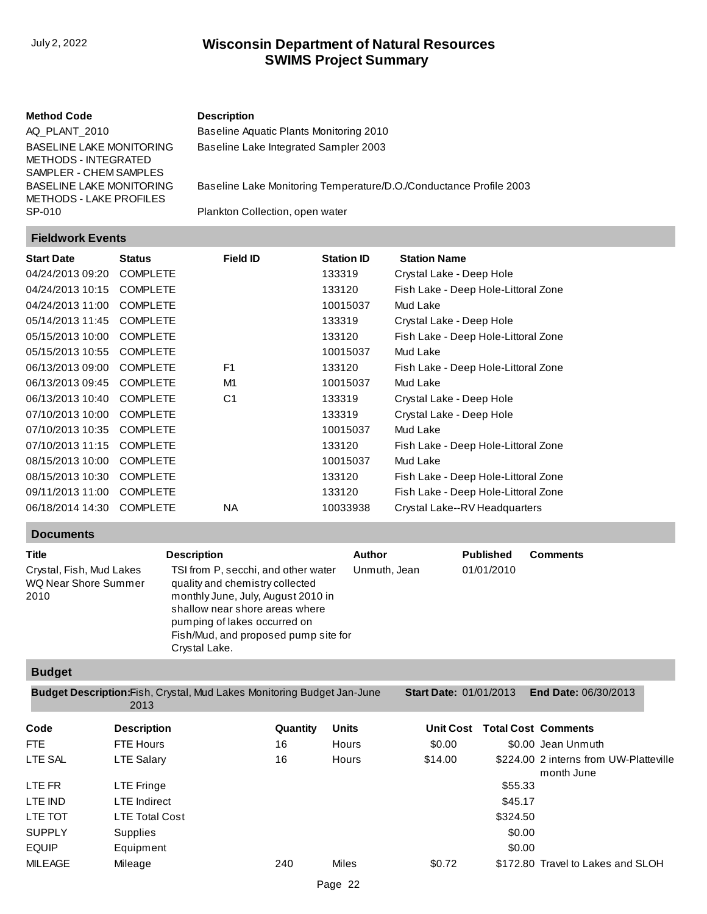| Method Code | Description |
| --- | --- |
| AQ_PLANT_2010 | Baseline Aquatic Plants Monitoring 2010 |
| BASELINE LAKE MONITORING METHODS - INTEGRATED SAMPLER - CHEM SAMPLES | Baseline Lake Integrated Sampler 2003 |
| BASELINE LAKE MONITORING METHODS - LAKE PROFILES | Baseline Lake Monitoring Temperature/D.O./Conductance Profile 2003 |
| SP-010 | Plankton Collection, open water |

## Fieldwork Events

| Start Date | Status | Field ID | Station ID | Station Name |
| --- | --- | --- | --- | --- |
| 04/24/2013 09:20 | COMPLETE | | 133319 | Crystal Lake - Deep Hole |
| 04/24/2013 10:15 | COMPLETE | | 133120 | Fish Lake - Deep Hole-Littoral Zone |
| 04/24/2013 11:00 | COMPLETE | | 10015037 | Mud Lake |
| 05/14/2013 11:45 | COMPLETE | | 133319 | Crystal Lake - Deep Hole |
| 05/15/2013 10:00 | COMPLETE | | 133120 | Fish Lake - Deep Hole-Littoral Zone |
| 05/15/2013 10:55 | COMPLETE | | 10015037 | Mud Lake |
| 06/13/2013 09:00 | COMPLETE | F1 | 133120 | Fish Lake - Deep Hole-Littoral Zone |
| 06/13/2013 09:45 | COMPLETE | M1 | 10015037 | Mud Lake |
| 06/13/2013 10:40 | COMPLETE | C1 | 133319 | Crystal Lake - Deep Hole |
| 07/10/2013 10:00 | COMPLETE | | 133319 | Crystal Lake - Deep Hole |
| 07/10/2013 10:35 | COMPLETE | | 10015037 | Mud Lake |
| 07/10/2013 11:15 | COMPLETE | | 133120 | Fish Lake - Deep Hole-Littoral Zone |
| 08/15/2013 10:00 | COMPLETE | | 10015037 | Mud Lake |
| 08/15/2013 10:30 | COMPLETE | | 133120 | Fish Lake - Deep Hole-Littoral Zone |
| 09/11/2013 11:00 | COMPLETE | | 133120 | Fish Lake - Deep Hole-Littoral Zone |
| 06/18/2014 14:30 | COMPLETE | NA | 10033938 | Crystal Lake--RV Headquarters |

## Documents

| Title | Description | Author | Published | Comments |
| --- | --- | --- | --- | --- |
| Crystal, Fish, Mud Lakes WQ Near Shore Summer 2010 | TSI from P, secchi, and other water quality and chemistry collected monthly June, July, August 2010 in shallow near shore areas where pumping of lakes occurred on Fish/Mud, and proposed pump site for Crystal Lake. | Unmuth, Jean | 01/01/2010 | |

## Budget

**Budget Description:** Fish, Crystal, Mud Lakes Monitoring Budget Jan-June 2013 **Start Date:** 01/01/2013 **End Date:** 06/30/2013

| Code | Description | Quantity | Units | Unit Cost | Total Cost | Comments |
| --- | --- | --- | --- | --- | --- | --- |
| FTE | FTE Hours | 16 | Hours | $0.00 | $0.00 | Jean Unmuth |
| LTE SAL | LTE Salary | 16 | Hours | $14.00 | $224.00 | 2 interns from UW-Platteville month June |
| LTE FR | LTE Fringe | | | | $55.33 | |
| LTE IND | LTE Indirect | | | | $45.17 | |
| LTE TOT | LTE Total Cost | | | | $324.50 | |
| SUPPLY | Supplies | | | | $0.00 | |
| EQUIP | Equipment | | | | $0.00 | |
| MILEAGE | Mileage | 240 | Miles | $0.72 | $172.80 | Travel to Lakes and SLOH |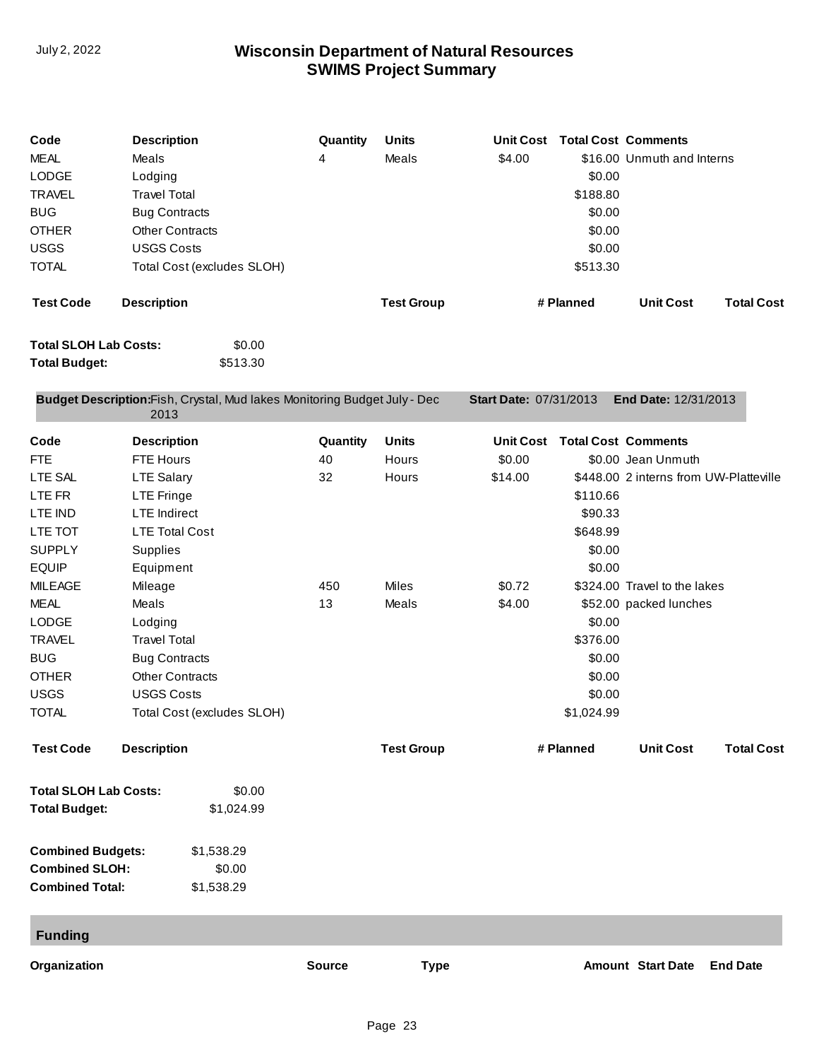| Code | Description | Quantity | Units | Unit Cost | Total Cost | Comments |
|---|---|---|---|---|---|---|
| MEAL | Meals | 4 | Meals | $4.00 | $16.00 | Unmuth and Interns |
| LODGE | Lodging | | | | $0.00 | |
| TRAVEL | Travel Total | | | | $188.80 | |
| BUG | Bug Contracts | | | | $0.00 | |
| OTHER | Other Contracts | | | | $0.00 | |
| USGS | USGS Costs | | | | $0.00 | |
| TOTAL | Total Cost (excludes SLOH) | | | | $513.30 | |

| Test Code | Description | Test Group | # Planned | Unit Cost | Total Cost |
|---|---|---|---|---|---|

**Total SLOH Lab Costs:** $0.00
**Total Budget:** $513.30

**Budget Description:** Fish, Crystal, Mud lakes Monitoring Budget July - Dec 2013 **Start Date:** 07/31/2013 **End Date:** 12/31/2013

| Code | Description | Quantity | Units | Unit Cost | Total Cost | Comments |
|---|---|---|---|---|---|---|
| FTE | FTE Hours | 40 | Hours | $0.00 | $0.00 | Jean Unmuth |
| LTE SAL | LTE Salary | 32 | Hours | $14.00 | $448.00 | 2 interns from UW-Platteville |
| LTE FR | LTE Fringe | | | | $110.66 | |
| LTE IND | LTE Indirect | | | | $90.33 | |
| LTE TOT | LTE Total Cost | | | | $648.99 | |
| SUPPLY | Supplies | | | | $0.00 | |
| EQUIP | Equipment | | | | $0.00 | |
| MILEAGE | Mileage | 450 | Miles | $0.72 | $324.00 | Travel to the lakes |
| MEAL | Meals | 13 | Meals | $4.00 | $52.00 | packed lunches |
| LODGE | Lodging | | | | $0.00 | |
| TRAVEL | Travel Total | | | | $376.00 | |
| BUG | Bug Contracts | | | | $0.00 | |
| OTHER | Other Contracts | | | | $0.00 | |
| USGS | USGS Costs | | | | $0.00 | |
| TOTAL | Total Cost (excludes SLOH) | | | | $1,024.99 | |

| Test Code | Description | Test Group | # Planned | Unit Cost | Total Cost |
|---|---|---|---|---|---|

**Total SLOH Lab Costs:** $0.00
**Total Budget:** $1,024.99

**Combined Budgets:** $1,538.29
**Combined SLOH:** $0.00
**Combined Total:** $1,538.29

## Funding

| Organization | Source | Type | Amount | Start Date | End Date |
|---|---|---|---|---|---|